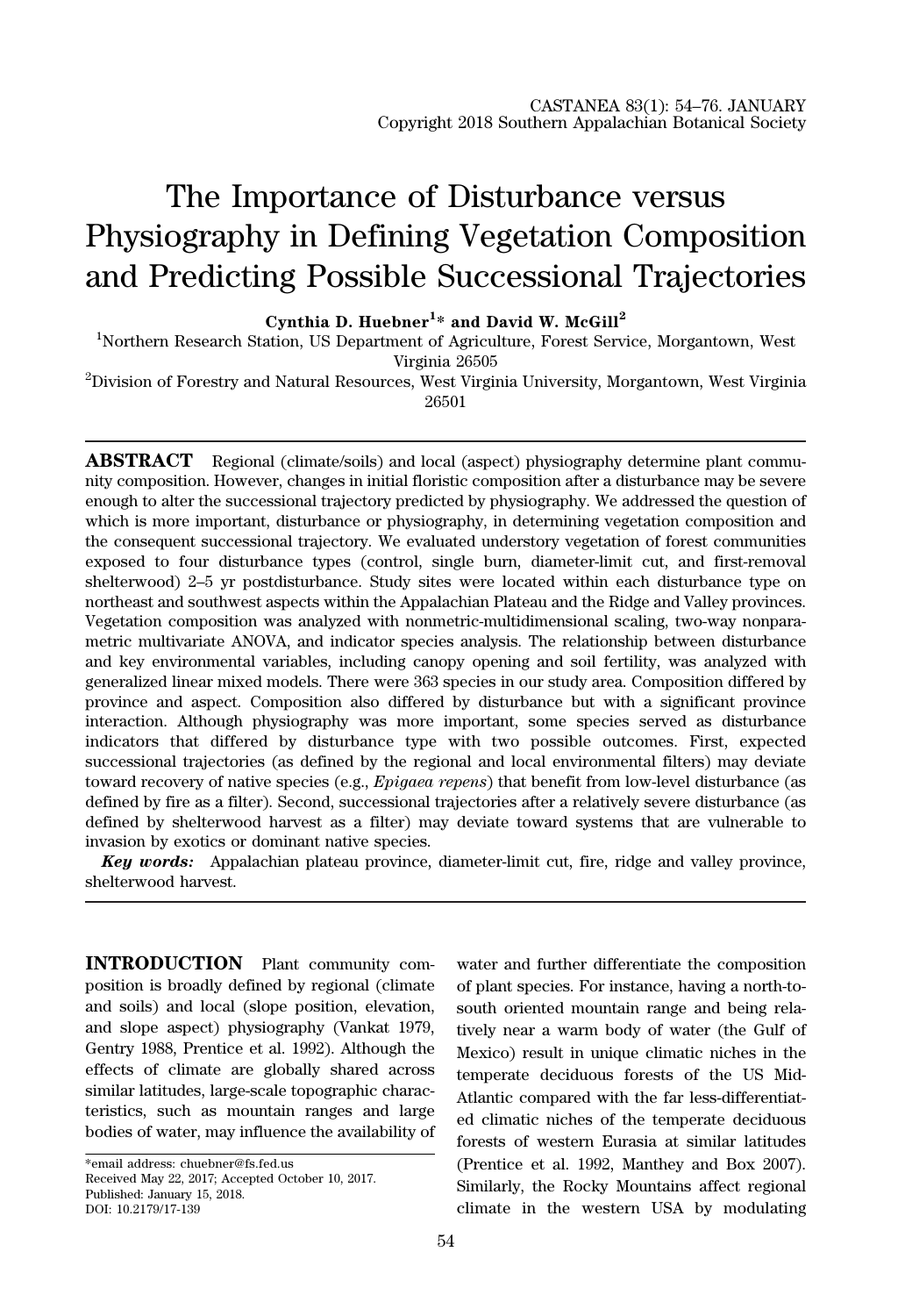# The Importance of Disturbance versus Physiography in Defining Vegetation Composition and Predicting Possible Successional Trajectories

**Cynthia D. Huebner[1]* and David W. McGill[2]**

[1]Northern Research Station, US Department of Agriculture, Forest Service, Morgantown, West Virginia 26505

[2]Division of Forestry and Natural Resources, West Virginia University, Morgantown, West Virginia 26501

---

**ABSTRACT** Regional (climate/soils) and local (aspect) physiography determine plant community composition. However, changes in initial floristic composition after a disturbance may be severe enough to alter the successional trajectory predicted by physiography. We addressed the question of which is more important, disturbance or physiography, in determining vegetation composition and the consequent successional trajectory. We evaluated understory vegetation of forest communities exposed to four disturbance types (control, single burn, diameter-limit cut, and first-removal shelterwood) 2–5 yr postdisturbance. Study sites were located within each disturbance type on northeast and southwest aspects within the Appalachian Plateau and the Ridge and Valley provinces. Vegetation composition was analyzed with nonmetric-multidimensional scaling, two-way nonparametric multivariate ANOVA, and indicator species analysis. The relationship between disturbance and key environmental variables, including canopy opening and soil fertility, was analyzed with generalized linear mixed models. There were 363 species in our study area. Composition differed by province and aspect. Composition also differed by disturbance but with a significant province interaction. Although physiography was more important, some species served as disturbance indicators that differed by disturbance type with two possible outcomes. First, expected successional trajectories (as defined by the regional and local environmental filters) may deviate toward recovery of native species (e.g., *Epigaea repens*) that benefit from low-level disturbance (as defined by fire as a filter). Second, successional trajectories after a relatively severe disturbance (as defined by shelterwood harvest as a filter) may deviate toward systems that are vulnerable to invasion by exotics or dominant native species.

***Key words:*** Appalachian plateau province, diameter-limit cut, fire, ridge and valley province, shelterwood harvest.

---

**INTRODUCTION** Plant community composition is broadly defined by regional (climate and soils) and local (slope position, elevation, and slope aspect) physiography (Vankat 1979, Gentry 1988, Prentice et al. 1992). Although the effects of climate are globally shared across similar latitudes, large-scale topographic characteristics, such as mountain ranges and large bodies of water, may influence the availability of water and further differentiate the composition of plant species. For instance, having a north-to-south oriented mountain range and being relatively near a warm body of water (the Gulf of Mexico) result in unique climatic niches in the temperate deciduous forests of the US Mid-Atlantic compared with the far less-differentiated climatic niches of the temperate deciduous forests of western Eurasia at similar latitudes (Prentice et al. 1992, Manthey and Box 2007). Similarly, the Rocky Mountains affect regional climate in the western USA by modulating

---

*email address: chuebner@fs.fed.us
Received May 22, 2017; Accepted October 10, 2017.
Published: January 15, 2018.
DOI: 10.2179/17-139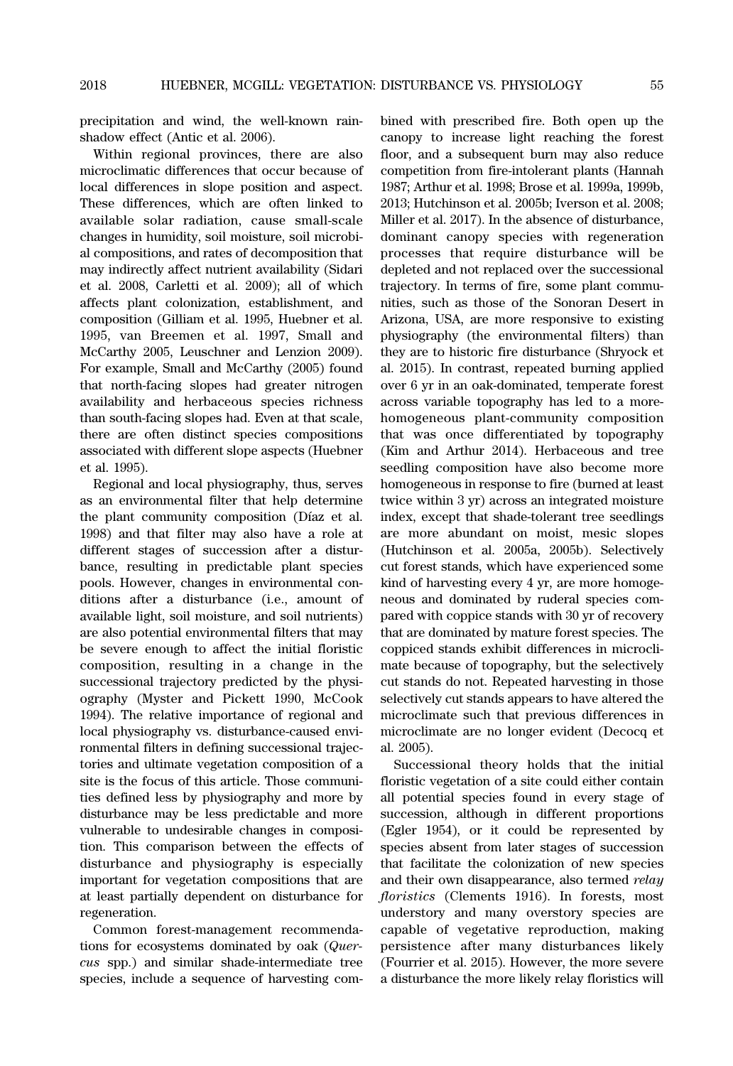precipitation and wind, the well-known rain-shadow effect (Antic et al. 2006).

Within regional provinces, there are also microclimatic differences that occur because of local differences in slope position and aspect. These differences, which are often linked to available solar radiation, cause small-scale changes in humidity, soil moisture, soil microbial compositions, and rates of decomposition that may indirectly affect nutrient availability (Sidari et al. 2008, Carletti et al. 2009); all of which affects plant colonization, establishment, and composition (Gilliam et al. 1995, Huebner et al. 1995, van Breemen et al. 1997, Small and McCarthy 2005, Leuschner and Lenzion 2009). For example, Small and McCarthy (2005) found that north-facing slopes had greater nitrogen availability and herbaceous species richness than south-facing slopes had. Even at that scale, there are often distinct species compositions associated with different slope aspects (Huebner et al. 1995).

Regional and local physiography, thus, serves as an environmental filter that help determine the plant community composition (Díaz et al. 1998) and that filter may also have a role at different stages of succession after a disturbance, resulting in predictable plant species pools. However, changes in environmental conditions after a disturbance (i.e., amount of available light, soil moisture, and soil nutrients) are also potential environmental filters that may be severe enough to affect the initial floristic composition, resulting in a change in the successional trajectory predicted by the physiography (Myster and Pickett 1990, McCook 1994). The relative importance of regional and local physiography vs. disturbance-caused environmental filters in defining successional trajectories and ultimate vegetation composition of a site is the focus of this article. Those communities defined less by physiography and more by disturbance may be less predictable and more vulnerable to undesirable changes in composition. This comparison between the effects of disturbance and physiography is especially important for vegetation compositions that are at least partially dependent on disturbance for regeneration.

Common forest-management recommendations for ecosystems dominated by oak (*Quercus* spp.) and similar shade-intermediate tree species, include a sequence of harvesting combined with prescribed fire. Both open up the canopy to increase light reaching the forest floor, and a subsequent burn may also reduce competition from fire-intolerant plants (Hannah 1987; Arthur et al. 1998; Brose et al. 1999a, 1999b, 2013; Hutchinson et al. 2005b; Iverson et al. 2008; Miller et al. 2017). In the absence of disturbance, dominant canopy species with regeneration processes that require disturbance will be depleted and not replaced over the successional trajectory. In terms of fire, some plant communities, such as those of the Sonoran Desert in Arizona, USA, are more responsive to existing physiography (the environmental filters) than they are to historic fire disturbance (Shryock et al. 2015). In contrast, repeated burning applied over 6 yr in an oak-dominated, temperate forest across variable topography has led to a more-homogeneous plant-community composition that was once differentiated by topography (Kim and Arthur 2014). Herbaceous and tree seedling composition have also become more homogeneous in response to fire (burned at least twice within 3 yr) across an integrated moisture index, except that shade-tolerant tree seedlings are more abundant on moist, mesic slopes (Hutchinson et al. 2005a, 2005b). Selectively cut forest stands, which have experienced some kind of harvesting every 4 yr, are more homogeneous and dominated by ruderal species compared with coppice stands with 30 yr of recovery that are dominated by mature forest species. The coppiced stands exhibit differences in microclimate because of topography, but the selectively cut stands do not. Repeated harvesting in those selectively cut stands appears to have altered the microclimate such that previous differences in microclimate are no longer evident (Decocq et al. 2005).

Successional theory holds that the initial floristic vegetation of a site could either contain all potential species found in every stage of succession, although in different proportions (Egler 1954), or it could be represented by species absent from later stages of succession that facilitate the colonization of new species and their own disappearance, also termed *relay floristics* (Clements 1916). In forests, most understory and many overstory species are capable of vegetative reproduction, making persistence after many disturbances likely (Fourrier et al. 2015). However, the more severe a disturbance the more likely relay floristics will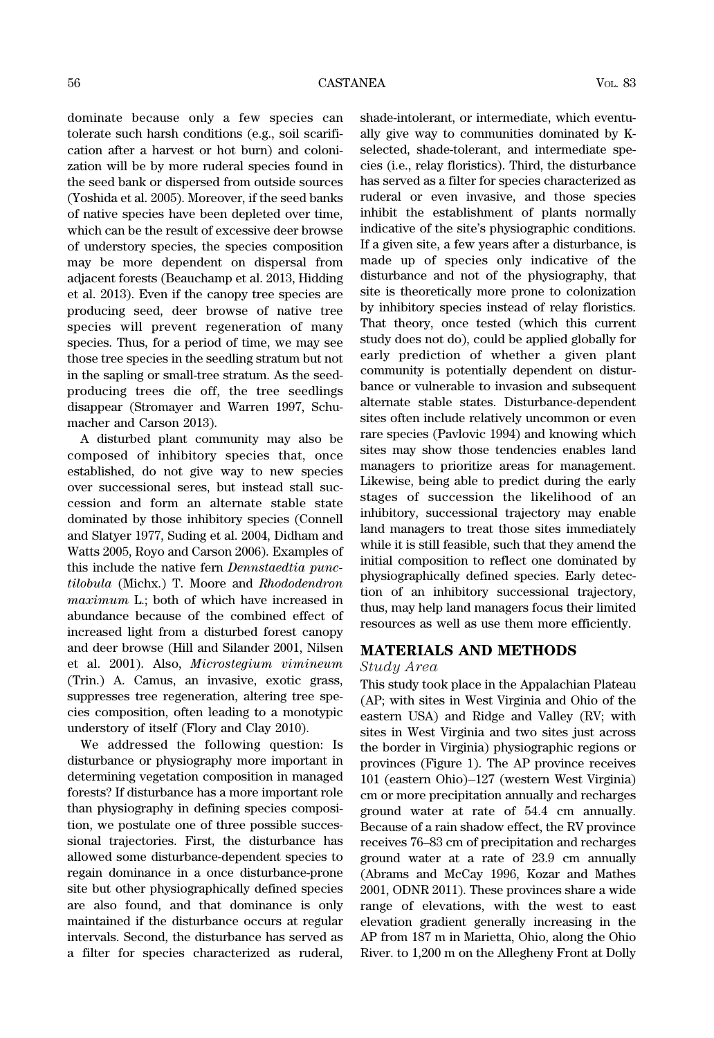dominate because only a few species can tolerate such harsh conditions (e.g., soil scarification after a harvest or hot burn) and colonization will be by more ruderal species found in the seed bank or dispersed from outside sources (Yoshida et al. 2005). Moreover, if the seed banks of native species have been depleted over time, which can be the result of excessive deer browse of understory species, the species composition may be more dependent on dispersal from adjacent forests (Beauchamp et al. 2013, Hidding et al. 2013). Even if the canopy tree species are producing seed, deer browse of native tree species will prevent regeneration of many species. Thus, for a period of time, we may see those tree species in the seedling stratum but not in the sapling or small-tree stratum. As the seed-producing trees die off, the tree seedlings disappear (Stromayer and Warren 1997, Schumacher and Carson 2013).

A disturbed plant community may also be composed of inhibitory species that, once established, do not give way to new species over successional seres, but instead stall succession and form an alternate stable state dominated by those inhibitory species (Connell and Slatyer 1977, Suding et al. 2004, Didham and Watts 2005, Royo and Carson 2006). Examples of this include the native fern *Dennstaedtia punctilobula* (Michx.) T. Moore and *Rhododendron maximum* L.; both of which have increased in abundance because of the combined effect of increased light from a disturbed forest canopy and deer browse (Hill and Silander 2001, Nilsen et al. 2001). Also, *Microstegium vimineum* (Trin.) A. Camus, an invasive, exotic grass, suppresses tree regeneration, altering tree species composition, often leading to a monotypic understory of itself (Flory and Clay 2010).

We addressed the following question: Is disturbance or physiography more important in determining vegetation composition in managed forests? If disturbance has a more important role than physiography in defining species composition, we postulate one of three possible successional trajectories. First, the disturbance has allowed some disturbance-dependent species to regain dominance in a once disturbance-prone site but other physiographically defined species are also found, and that dominance is only maintained if the disturbance occurs at regular intervals. Second, the disturbance has served as a filter for species characterized as ruderal, shade-intolerant, or intermediate, which eventually give way to communities dominated by K-selected, shade-tolerant, and intermediate species (i.e., relay floristics). Third, the disturbance has served as a filter for species characterized as ruderal or even invasive, and those species inhibit the establishment of plants normally indicative of the site's physiographic conditions. If a given site, a few years after a disturbance, is made up of species only indicative of the disturbance and not of the physiography, that site is theoretically more prone to colonization by inhibitory species instead of relay floristics. That theory, once tested (which this current study does not do), could be applied globally for early prediction of whether a given plant community is potentially dependent on disturbance or vulnerable to invasion and subsequent alternate stable states. Disturbance-dependent sites often include relatively uncommon or even rare species (Pavlovic 1994) and knowing which sites may show those tendencies enables land managers to prioritize areas for management. Likewise, being able to predict during the early stages of succession the likelihood of an inhibitory, successional trajectory may enable land managers to treat those sites immediately while it is still feasible, such that they amend the initial composition to reflect one dominated by physiographically defined species. Early detection of an inhibitory successional trajectory, thus, may help land managers focus their limited resources as well as use them more efficiently.

## MATERIALS AND METHODS

### *Study Area*

This study took place in the Appalachian Plateau (AP; with sites in West Virginia and Ohio of the eastern USA) and Ridge and Valley (RV; with sites in West Virginia and two sites just across the border in Virginia) physiographic regions or provinces (Figure 1). The AP province receives 101 (eastern Ohio)–127 (western West Virginia) cm or more precipitation annually and recharges ground water at rate of 54.4 cm annually. Because of a rain shadow effect, the RV province receives 76–83 cm of precipitation and recharges ground water at a rate of 23.9 cm annually (Abrams and McCay 1996, Kozar and Mathes 2001, ODNR 2011). These provinces share a wide range of elevations, with the west to east elevation gradient generally increasing in the AP from 187 m in Marietta, Ohio, along the Ohio River. to 1,200 m on the Allegheny Front at Dolly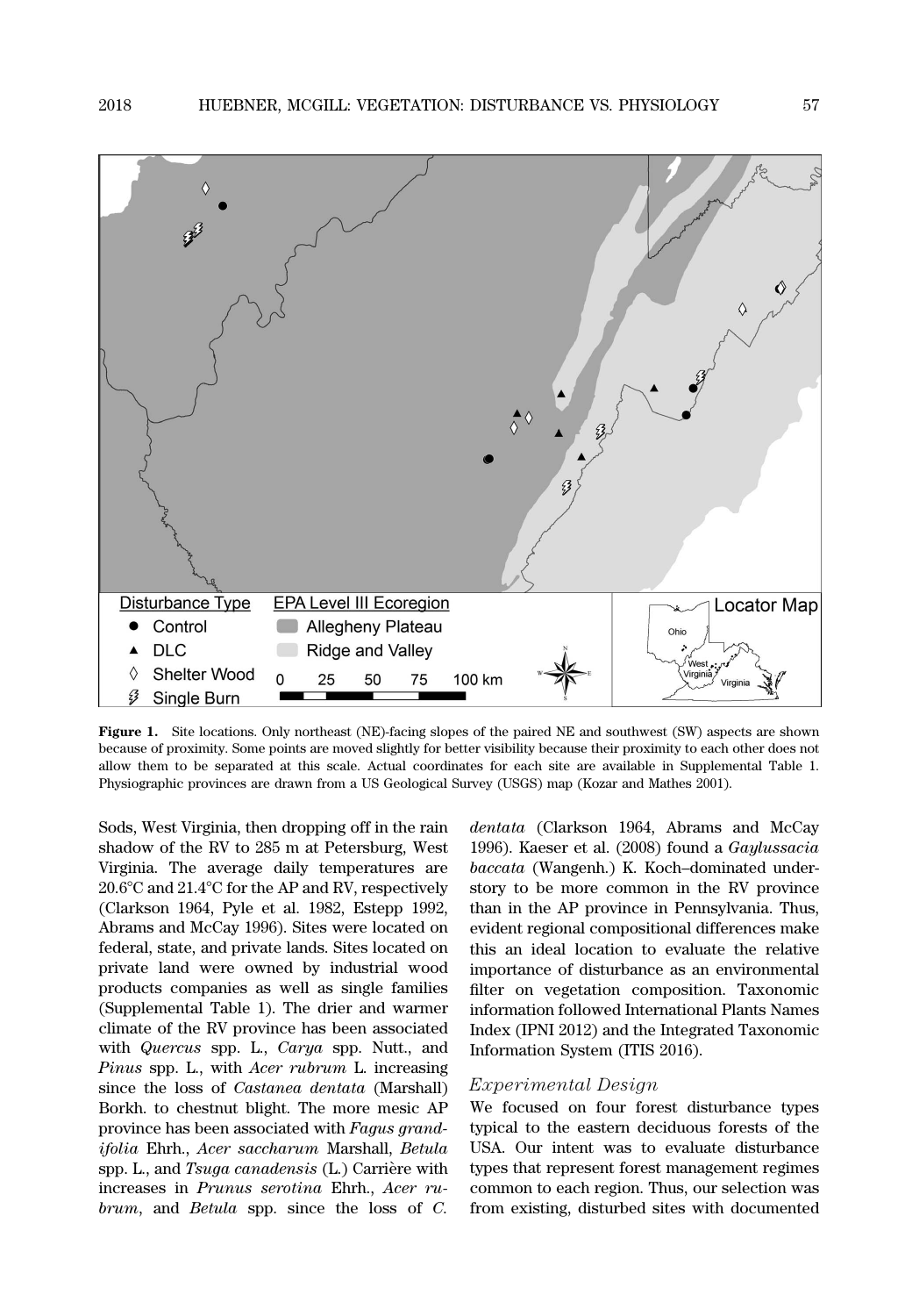**Figure 1.** Site locations. Only northeast (NE)-facing slopes of the paired NE and southwest (SW) aspects are shown because of proximity. Some points are moved slightly for better visibility because their proximity to each other does not allow them to be separated at this scale. Actual coordinates for each site are available in Supplemental Table 1. Physiographic provinces are drawn from a US Geological Survey (USGS) map (Kozar and Mathes 2001).

Sods, West Virginia, then dropping off in the rain shadow of the RV to 285 m at Petersburg, West Virginia. The average daily temperatures are 20.6°C and 21.4°C for the AP and RV, respectively (Clarkson 1964, Pyle et al. 1982, Estepp 1992, Abrams and McCay 1996). Sites were located on federal, state, and private lands. Sites located on private land were owned by industrial wood products companies as well as single families (Supplemental Table 1). The drier and warmer climate of the RV province has been associated with *Quercus* spp. L., *Carya* spp. Nutt., and *Pinus* spp. L., with *Acer rubrum* L. increasing since the loss of *Castanea dentata* (Marshall) Borkh. to chestnut blight. The more mesic AP province has been associated with *Fagus grandifolia* Ehrh., *Acer saccharum* Marshall, *Betula* spp. L., and *Tsuga canadensis* (L.) Carrière with increases in *Prunus serotina* Ehrh., *Acer rubrum*, and *Betula* spp. since the loss of *C. dentata* (Clarkson 1964, Abrams and McCay 1996). Kaeser et al. (2008) found a *Gaylussacia baccata* (Wangenh.) K. Koch–dominated understory to be more common in the RV province than in the AP province in Pennsylvania. Thus, evident regional compositional differences make this an ideal location to evaluate the relative importance of disturbance as an environmental filter on vegetation composition. Taxonomic information followed International Plants Names Index (IPNI 2012) and the Integrated Taxonomic Information System (ITIS 2016).

### *Experimental Design*

We focused on four forest disturbance types typical to the eastern deciduous forests of the USA. Our intent was to evaluate disturbance types that represent forest management regimes common to each region. Thus, our selection was from existing, disturbed sites with documented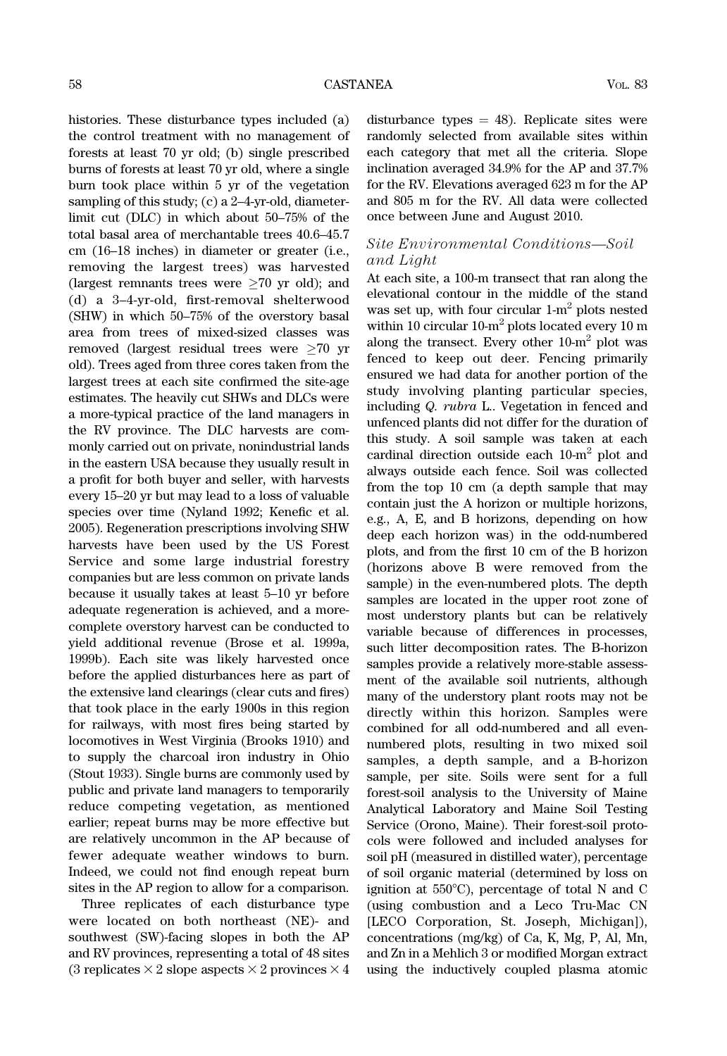histories. These disturbance types included (a) the control treatment with no management of forests at least 70 yr old; (b) single prescribed burns of forests at least 70 yr old, where a single burn took place within 5 yr of the vegetation sampling of this study; (c) a 2–4-yr-old, diameter-limit cut (DLC) in which about 50–75% of the total basal area of merchantable trees 40.6–45.7 cm (16–18 inches) in diameter or greater (i.e., removing the largest trees) was harvested (largest remnants trees were ≥70 yr old); and (d) a 3–4-yr-old, first-removal shelterwood (SHW) in which 50–75% of the overstory basal area from trees of mixed-sized classes was removed (largest residual trees were ≥70 yr old). Trees aged from three cores taken from the largest trees at each site confirmed the site-age estimates. The heavily cut SHWs and DLCs were a more-typical practice of the land managers in the RV province. The DLC harvests are commonly carried out on private, nonindustrial lands in the eastern USA because they usually result in a profit for both buyer and seller, with harvests every 15–20 yr but may lead to a loss of valuable species over time (Nyland 1992; Kenefic et al. 2005). Regeneration prescriptions involving SHW harvests have been used by the US Forest Service and some large industrial forestry companies but are less common on private lands because it usually takes at least 5–10 yr before adequate regeneration is achieved, and a more-complete overstory harvest can be conducted to yield additional revenue (Brose et al. 1999a, 1999b). Each site was likely harvested once before the applied disturbances here as part of the extensive land clearings (clear cuts and fires) that took place in the early 1900s in this region for railways, with most fires being started by locomotives in West Virginia (Brooks 1910) and to supply the charcoal iron industry in Ohio (Stout 1933). Single burns are commonly used by public and private land managers to temporarily reduce competing vegetation, as mentioned earlier; repeat burns may be more effective but are relatively uncommon in the AP because of fewer adequate weather windows to burn. Indeed, we could not find enough repeat burn sites in the AP region to allow for a comparison.

Three replicates of each disturbance type were located on both northeast (NE)- and southwest (SW)-facing slopes in both the AP and RV provinces, representing a total of 48 sites (3 replicates × 2 slope aspects × 2 provinces × 4 disturbance types = 48). Replicate sites were randomly selected from available sites within each category that met all the criteria. Slope inclination averaged 34.9% for the AP and 37.7% for the RV. Elevations averaged 623 m for the AP and 805 m for the RV. All data were collected once between June and August 2010.

### *Site Environmental Conditions—Soil and Light*

At each site, a 100-m transect that ran along the elevational contour in the middle of the stand was set up, with four circular 1-$m^2$ plots nested within 10 circular 10-$m^2$ plots located every 10 m along the transect. Every other 10-$m^2$ plot was fenced to keep out deer. Fencing primarily ensured we had data for another portion of the study involving planting particular species, including *Q. rubra* L.. Vegetation in fenced and unfenced plants did not differ for the duration of this study. A soil sample was taken at each cardinal direction outside each 10-$m^2$ plot and always outside each fence. Soil was collected from the top 10 cm (a depth sample that may contain just the A horizon or multiple horizons, e.g., A, E, and B horizons, depending on how deep each horizon was) in the odd-numbered plots, and from the first 10 cm of the B horizon (horizons above B were removed from the sample) in the even-numbered plots. The depth samples are located in the upper root zone of most understory plants but can be relatively variable because of differences in processes, such litter decomposition rates. The B-horizon samples provide a relatively more-stable assessment of the available soil nutrients, although many of the understory plant roots may not be directly within this horizon. Samples were combined for all odd-numbered and all even-numbered plots, resulting in two mixed soil samples, a depth sample, and a B-horizon sample, per site. Soils were sent for a full forest-soil analysis to the University of Maine Analytical Laboratory and Maine Soil Testing Service (Orono, Maine). Their forest-soil protocols were followed and included analyses for soil pH (measured in distilled water), percentage of soil organic material (determined by loss on ignition at 550°C), percentage of total N and C (using combustion and a Leco Tru-Mac CN [LECO Corporation, St. Joseph, Michigan]), concentrations (mg/kg) of Ca, K, Mg, P, Al, Mn, and Zn in a Mehlich 3 or modified Morgan extract using the inductively coupled plasma atomic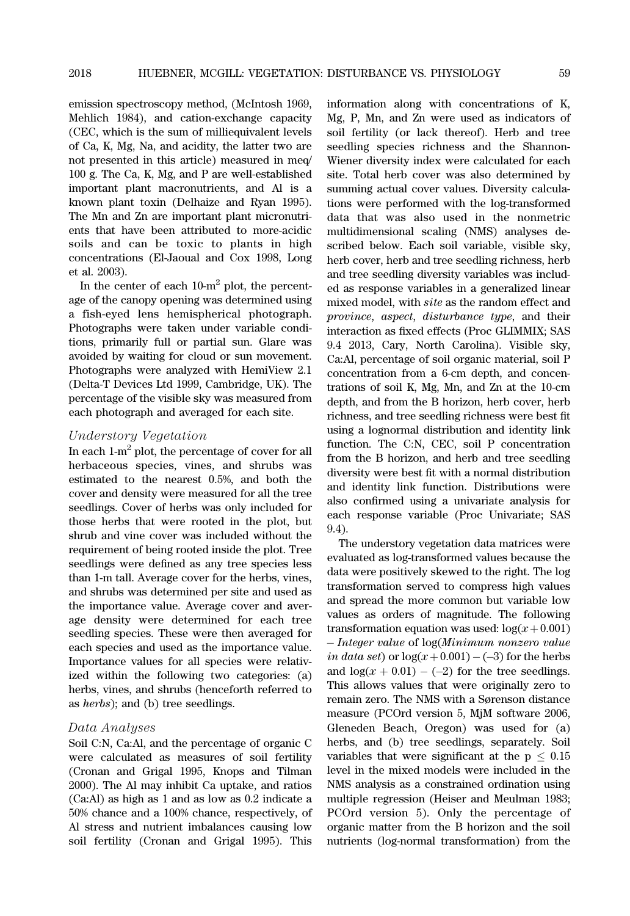emission spectroscopy method, (McIntosh 1969, Mehlich 1984), and cation-exchange capacity (CEC, which is the sum of milliequivalent levels of Ca, K, Mg, Na, and acidity, the latter two are not presented in this article) measured in meq/100 g. The Ca, K, Mg, and P are well-established important plant macronutrients, and Al is a known plant toxin (Delhaize and Ryan 1995). The Mn and Zn are important plant micronutrients that have been attributed to more-acidic soils and can be toxic to plants in high concentrations (El-Jaoual and Cox 1998, Long et al. 2003).

In the center of each 10-$m^2$ plot, the percentage of the canopy opening was determined using a fish-eyed lens hemispherical photograph. Photographs were taken under variable conditions, primarily full or partial sun. Glare was avoided by waiting for cloud or sun movement. Photographs were analyzed with HemiView 2.1 (Delta-T Devices Ltd 1999, Cambridge, UK). The percentage of the visible sky was measured from each photograph and averaged for each site.

### *Understory Vegetation*

In each 1-$m^2$ plot, the percentage of cover for all herbaceous species, vines, and shrubs was estimated to the nearest 0.5%, and both the cover and density were measured for all the tree seedlings. Cover of herbs was only included for those herbs that were rooted in the plot, but shrub and vine cover was included without the requirement of being rooted inside the plot. Tree seedlings were defined as any tree species less than 1-m tall. Average cover for the herbs, vines, and shrubs was determined per site and used as the importance value. Average cover and average density were determined for each tree seedling species. These were then averaged for each species and used as the importance value. Importance values for all species were relativized within the following two categories: (a) herbs, vines, and shrubs (henceforth referred to as *herbs*); and (b) tree seedlings.

### *Data Analyses*

Soil C:N, Ca:Al, and the percentage of organic C were calculated as measures of soil fertility (Cronan and Grigal 1995, Knops and Tilman 2000). The Al may inhibit Ca uptake, and ratios (Ca:Al) as high as 1 and as low as 0.2 indicate a 50% chance and a 100% chance, respectively, of Al stress and nutrient imbalances causing low soil fertility (Cronan and Grigal 1995). This information along with concentrations of K, Mg, P, Mn, and Zn were used as indicators of soil fertility (or lack thereof). Herb and tree seedling species richness and the Shannon-Wiener diversity index were calculated for each site. Total herb cover was also determined by summing actual cover values. Diversity calculations were performed with the log-transformed data that was also used in the nonmetric multidimensional scaling (NMS) analyses described below. Each soil variable, visible sky, herb cover, herb and tree seedling richness, herb and tree seedling diversity variables was included as response variables in a generalized linear mixed model, with *site* as the random effect and *province*, *aspect*, *disturbance type*, and their interaction as fixed effects (Proc GLIMMIX; SAS 9.4 2013, Cary, North Carolina). Visible sky, Ca:Al, percentage of soil organic material, soil P concentration from a 6-cm depth, and concentrations of soil K, Mg, Mn, and Zn at the 10-cm depth, and from the B horizon, herb cover, herb richness, and tree seedling richness were best fit using a lognormal distribution and identity link function. The C:N, CEC, soil P concentration from the B horizon, and herb and tree seedling diversity were best fit with a normal distribution and identity link function. Distributions were also confirmed using a univariate analysis for each response variable (Proc Univariate; SAS 9.4).

The understory vegetation data matrices were evaluated as log-transformed values because the data were positively skewed to the right. The log transformation served to compress high values and spread the more common but variable low values as orders of magnitude. The following transformation equation was used: $\log(x+0.001)$ – *Integer value* of log(*Minimum nonzero value in data set*) or $\log(x+0.001) - (-3)$ for the herbs and $\log(x + 0.01) - (-2)$ for the tree seedlings. This allows values that were originally zero to remain zero. The NMS with a Sørenson distance measure (PCOrd version 5, MjM software 2006, Gleneden Beach, Oregon) was used for (a) herbs, and (b) tree seedlings, separately. Soil variables that were significant at the $p \leq 0.15$ level in the mixed models were included in the NMS analysis as a constrained ordination using multiple regression (Heiser and Meulman 1983; PCOrd version 5). Only the percentage of organic matter from the B horizon and the soil nutrients (log-normal transformation) from the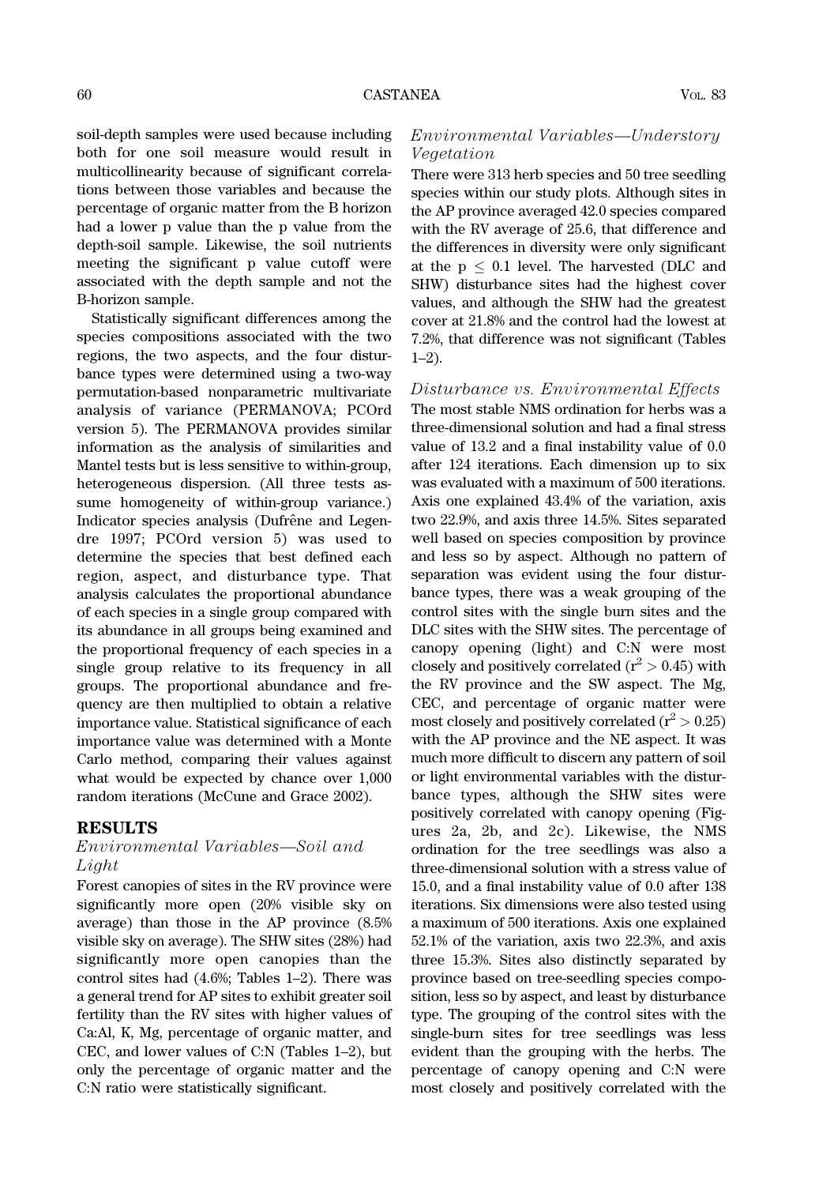soil-depth samples were used because including both for one soil measure would result in multicollinearity because of significant correlations between those variables and because the percentage of organic matter from the B horizon had a lower p value than the p value from the depth-soil sample. Likewise, the soil nutrients meeting the significant p value cutoff were associated with the depth sample and not the B-horizon sample.

Statistically significant differences among the species compositions associated with the two regions, the two aspects, and the four disturbance types were determined using a two-way permutation-based nonparametric multivariate analysis of variance (PERMANOVA; PCOrd version 5). The PERMANOVA provides similar information as the analysis of similarities and Mantel tests but is less sensitive to within-group, heterogeneous dispersion. (All three tests assume homogeneity of within-group variance.) Indicator species analysis (Dufrêne and Legendre 1997; PCOrd version 5) was used to determine the species that best defined each region, aspect, and disturbance type. That analysis calculates the proportional abundance of each species in a single group compared with its abundance in all groups being examined and the proportional frequency of each species in a single group relative to its frequency in all groups. The proportional abundance and frequency are then multiplied to obtain a relative importance value. Statistical significance of each importance value was determined with a Monte Carlo method, comparing their values against what would be expected by chance over 1,000 random iterations (McCune and Grace 2002).

## RESULTS

### *Environmental Variables—Soil and Light*

Forest canopies of sites in the RV province were significantly more open (20% visible sky on average) than those in the AP province (8.5% visible sky on average). The SHW sites (28%) had significantly more open canopies than the control sites had (4.6%; Tables 1–2). There was a general trend for AP sites to exhibit greater soil fertility than the RV sites with higher values of Ca:Al, K, Mg, percentage of organic matter, and CEC, and lower values of C:N (Tables 1–2), but only the percentage of organic matter and the C:N ratio were statistically significant.

### *Environmental Variables—Understory Vegetation*

There were 313 herb species and 50 tree seedling species within our study plots. Although sites in the AP province averaged 42.0 species compared with the RV average of 25.6, that difference and the differences in diversity were only significant at the $p \leq 0.1$ level. The harvested (DLC and SHW) disturbance sites had the highest cover values, and although the SHW had the greatest cover at 21.8% and the control had the lowest at 7.2%, that difference was not significant (Tables 1–2).

### *Disturbance vs. Environmental Effects*

The most stable NMS ordination for herbs was a three-dimensional solution and had a final stress value of 13.2 and a final instability value of 0.0 after 124 iterations. Each dimension up to six was evaluated with a maximum of 500 iterations. Axis one explained 43.4% of the variation, axis two 22.9%, and axis three 14.5%. Sites separated well based on species composition by province and less so by aspect. Although no pattern of separation was evident using the four disturbance types, there was a weak grouping of the control sites with the single burn sites and the DLC sites with the SHW sites. The percentage of canopy opening (light) and C:N were most closely and positively correlated ($r^2 > 0.45$) with the RV province and the SW aspect. The Mg, CEC, and percentage of organic matter were most closely and positively correlated ($r^2 > 0.25$) with the AP province and the NE aspect. It was much more difficult to discern any pattern of soil or light environmental variables with the disturbance types, although the SHW sites were positively correlated with canopy opening (Figures 2a, 2b, and 2c). Likewise, the NMS ordination for the tree seedlings was also a three-dimensional solution with a stress value of 15.0, and a final instability value of 0.0 after 138 iterations. Six dimensions were also tested using a maximum of 500 iterations. Axis one explained 52.1% of the variation, axis two 22.3%, and axis three 15.3%. Sites also distinctly separated by province based on tree-seedling species composition, less so by aspect, and least by disturbance type. The grouping of the control sites with the single-burn sites for tree seedlings was less evident than the grouping with the herbs. The percentage of canopy opening and C:N were most closely and positively correlated with the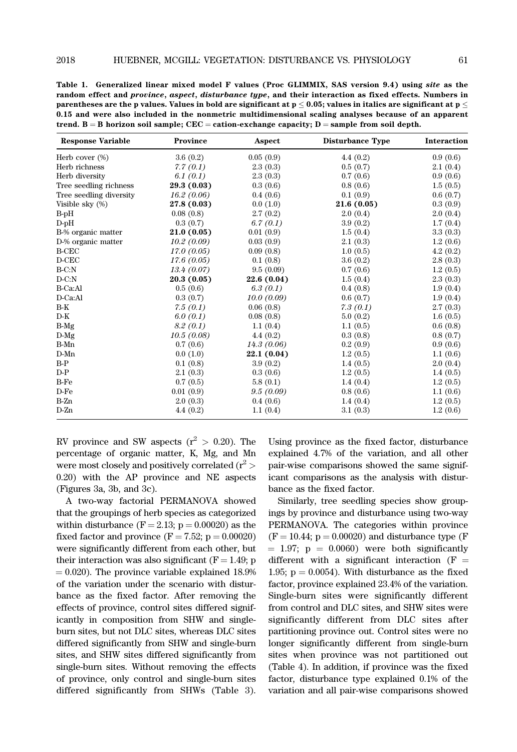**Table 1. Generalized linear mixed model F values (Proc GLIMMIX, SAS version 9.4) using *site* as the random effect and *province*, *aspect*, *disturbance type*, and their interaction as fixed effects. Numbers in parentheses are the p values. Values in bold are significant at p ≤ 0.05; values in italics are significant at p ≤ 0.15 and were also included in the nonmetric multidimensional scaling analyses because of an apparent trend. B = B horizon soil sample; CEC = cation-exchange capacity; D = sample from soil depth.**

| Response Variable | Province | Aspect | Disturbance Type | Interaction |
|---|---|---|---|---|
| Herb cover (%) | 3.6 (0.2) | 0.05 (0.9) | 4.4 (0.2) | 0.9 (0.6) |
| Herb richness | *7.7 (0.1)* | 2.3 (0.3) | 0.5 (0.7) | 2.1 (0.4) |
| Herb diversity | *6.1 (0.1)* | 2.3 (0.3) | 0.7 (0.6) | 0.9 (0.6) |
| Tree seedling richness | **29.3 (0.03)** | 0.3 (0.6) | 0.8 (0.6) | 1.5 (0.5) |
| Tree seedling diversity | *16.2 (0.06)* | 0.4 (0.6) | 0.1 (0.9) | 0.6 (0.7) |
| Visible sky (%) | **27.8 (0.03)** | 0.0 (1.0) | **21.6 (0.05)** | 0.3 (0.9) |
| B-pH | 0.08 (0.8) | 2.7 (0.2) | 2.0 (0.4) | 2.0 (0.4) |
| D-pH | 0.3 (0.7) | *6.7 (0.1)* | 3.9 (0.2) | 1.7 (0.4) |
| B-% organic matter | **21.0 (0.05)** | 0.01 (0.9) | 1.5 (0.4) | 3.3 (0.3) |
| D-% organic matter | *10.2 (0.09)* | 0.03 (0.9) | 2.1 (0.3) | 1.2 (0.6) |
| B-CEC | *17.0 (0.05)* | 0.09 (0.8) | 1.0 (0.5) | 4.2 (0.2) |
| D-CEC | *17.6 (0.05)* | 0.1 (0.8) | 3.6 (0.2) | 2.8 (0.3) |
| B-C:N | *13.4 (0.07)* | 9.5 (0.09) | 0.7 (0.6) | 1.2 (0.5) |
| D-C:N | **20.3 (0.05)** | **22.6 (0.04)** | 1.5 (0.4) | 2.3 (0.3) |
| B-Ca:Al | 0.5 (0.6) | *6.3 (0.1)* | 0.4 (0.8) | 1.9 (0.4) |
| D-Ca:Al | 0.3 (0.7) | *10.0 (0.09)* | 0.6 (0.7) | 1.9 (0.4) |
| B-K | *7.5 (0.1)* | 0.06 (0.8) | *7.3 (0.1)* | 2.7 (0.3) |
| D-K | *6.0 (0.1)* | 0.08 (0.8) | 5.0 (0.2) | 1.6 (0.5) |
| B-Mg | *8.2 (0.1)* | 1.1 (0.4) | 1.1 (0.5) | 0.6 (0.8) |
| D-Mg | *10.5 (0.08)* | 4.4 (0.2) | 0.3 (0.8) | 0.8 (0.7) |
| B-Mn | 0.7 (0.6) | *14.3 (0.06)* | 0.2 (0.9) | 0.9 (0.6) |
| D-Mn | 0.0 (1.0) | **22.1 (0.04)** | 1.2 (0.5) | 1.1 (0.6) |
| B-P | 0.1 (0.8) | 3.9 (0.2) | 1.4 (0.5) | 2.0 (0.4) |
| D-P | 2.1 (0.3) | 0.3 (0.6) | 1.2 (0.5) | 1.4 (0.5) |
| B-Fe | 0.7 (0.5) | 5.8 (0.1) | 1.4 (0.4) | 1.2 (0.5) |
| D-Fe | 0.01 (0.9) | *9.5 (0.09)* | 0.8 (0.6) | 1.1 (0.6) |
| B-Zn | 2.0 (0.3) | 0.4 (0.6) | 1.4 (0.4) | 1.2 (0.5) |
| D-Zn | 4.4 (0.2) | 1.1 (0.4) | 3.1 (0.3) | 1.2 (0.6) |

RV province and SW aspects ($r^2 > 0.20$). The percentage of organic matter, K, Mg, and Mn were most closely and positively correlated ($r^2 > 0.20$) with the AP province and NE aspects (Figures 3a, 3b, and 3c).

A two-way factorial PERMANOVA showed that the groupings of herb species as categorized within disturbance ($F = 2.13$; $p = 0.00020$) as the fixed factor and province ($F = 7.52$; $p = 0.00020$) were significantly different from each other, but their interaction was also significant ($F = 1.49$; $p = 0.020$). The province variable explained 18.9% of the variation under the scenario with disturbance as the fixed factor. After removing the effects of province, control sites differed significantly in composition from SHW and single-burn sites, but not DLC sites, whereas DLC sites differed significantly from SHW and single-burn sites, and SHW sites differed significantly from single-burn sites. Without removing the effects of province, only control and single-burn sites differed significantly from SHWs (Table 3). Using province as the fixed factor, disturbance explained 4.7% of the variation, and all other pair-wise comparisons showed the same significant comparisons as the analysis with disturbance as the fixed factor.

Similarly, tree seedling species show groupings by province and disturbance using two-way PERMANOVA. The categories within province ($F = 10.44$; $p = 0.00020$) and disturbance type ($F = 1.97$; $p = 0.0060$) were both significantly different with a significant interaction ($F = 1.95$; $p = 0.0054$). With disturbance as the fixed factor, province explained 23.4% of the variation. Single-burn sites were significantly different from control and DLC sites, and SHW sites were significantly different from DLC sites after partitioning province out. Control sites were no longer significantly different from single-burn sites when province was not partitioned out (Table 4). In addition, if province was the fixed factor, disturbance type explained 0.1% of the variation and all pair-wise comparisons showed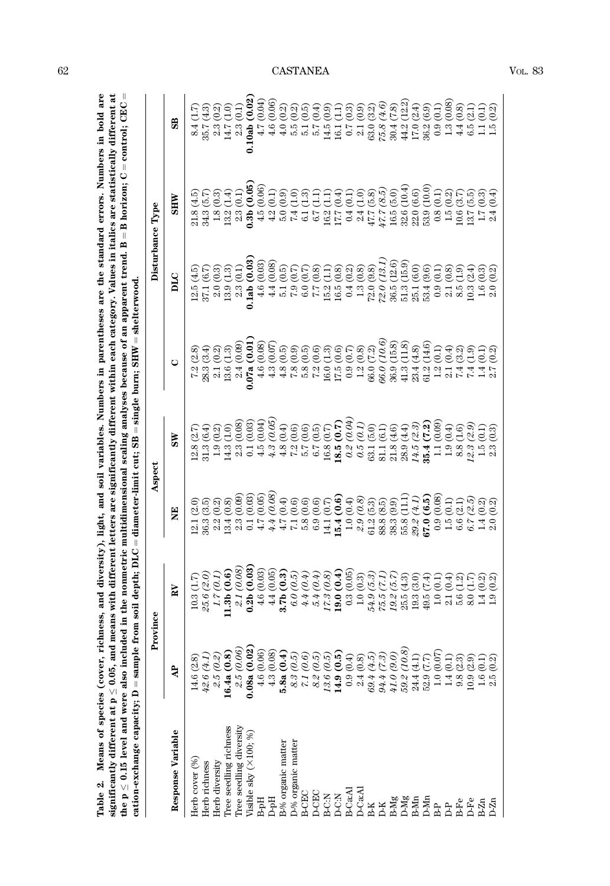**Table 2. Means of species (cover, richness, and diversity), light, and soil variables. Numbers in parentheses are the standard errors. Numbers in bold are significantly different at p ≤ 0.05, and means with different letters are significantly different within each category. Values in italics are statistically different at the p ≤ 0.15 level and were also included in the nonmetric multidimensional scaling analyses because of an apparent trend. B = B horizon; C = control; CEC = cation-exchange capacity; D = sample from soil depth; DLC = diameter-limit cut; SB = single burn; SHW = shelterwood.**

| Response Variable | Province | | Aspect | | Disturbance Type | | | |
|---|---|---|---|---|---|---|---|---|
| | AP | RV | NE | SW | C | DLC | SHW | SB |
| Herb cover (%) | 14.6 (2.8) | 10.3 (1.7) | 12.1 (2.0) | 12.8 (2.7) | 7.2 (2.8) | 12.5 (4.5) | 21.8 (4.5) | 8.4 (1.7) |
| Herb richness | *42.6 (4.1)* | *25.6 (2.0)* | 36.3 (3.5) | 31.3 (6.4) | 28.3 (3.4) | 37.1 (6.7) | 34.3 (5.7) | 35.7 (4.3) |
| Herb diversity | *2.5 (0.2)* | *1.7 (0.1)* | 2.2 (0.2) | 1.9 (0.2) | 2.1 (0.2) | 2.0 (0.3) | 1.8 (0.3) | 2.3 (0.2) |
| Tree seedling richness | **16.4a (0.8)** | **11.3b (0.6)** | 13.4 (0.8) | 14.3 (1.0) | 13.6 (1.3) | 13.9 (1.3) | 13.2 (1.4) | 14.7 (1.0) |
| Tree seedling diversity | *2.5 (0.06)* | *2.1 (0.08)* | 2.3 (0.09) | 2.3 (0.08) | 2.4 (0.09) | 2.3 (0.1) | 2.3 (0.1) | 2.3 (0.1) |
| Visible sky (×100; %) | **0.08a (0.02)** | **0.2b (0.03)** | 0.1 (0.03) | 0.1 (0.03) | **0.07a (0.01)** | **0.1ab (0.03)** | **0.3b (0.05)** | **0.10ab (0.02)** |
| B-pH | 4.6 (0.06) | 4.6 (0.03) | 4.7 (0.05) | 4.5 (0.04) | 4.6 (0.08) | 4.6 (0.03) | 4.5 (0.06) | 4.7 (0.04) |
| D-pH | 4.3 (0.08) | 4.4 (0.05) | *4.4 (0.08)* | *4.3 (0.05)* | 4.3 (0.07) | 4.4 (0.08) | 4.2 (0.1) | 4.6 (0.06) |
| B-% organic matter | **5.8a (0.4)** | **3.7b (0.3)** | 4.7 (0.4) | 4.8 (0.4) | 4.8 (0.5) | 5.1 (0.5) | 5.0 (0.9) | 4.0 (0.2) |
| D-% organic matter | *8.3 (0.5)* | *6.0 (0.5)* | 7.1 (0.6) | 7.2 (0.6) | 7.8 (0.9) | 7.9 (0.7) | 7.4 (1.0) | 5.5 (0.2) |
| B-CEC | *7.1 (0.6)* | *4.4 (0.4)* | 5.8 (0.6) | 5.7 (0.6) | 5.8 (0.5) | 6.0 (0.7) | 6.1 (1.3) | 5.1 (0.5) |
| D-CEC | *8.2 (0.5)* | *5.4 (0.4)* | 6.9 (0.6) | 6.7 (0.5) | 7.2 (0.6) | 7.7 (0.8) | 6.7 (1.1) | 5.7 (0.4) |
| B-C:N | *13.6 (0.5)* | *17.3 (0.8)* | 14.1 (0.7) | 16.8 (0.7) | 16.0 (1.3) | 15.2 (1.1) | 16.2 (1.1) | 14.5 (0.9) |
| D-C:N | **14.9 (0.5)** | **19.0 (0.4)** | **15.4 (0.6)** | **18.5 (0.7)** | 17.5 (0.6) | 16.5 (0.8) | 17.7 (0.4) | 16.1 (1.1) |
| B-Ca:Al | 0.9 (0.4) | 0.3 (0.05) | 1.0 (0.4) | *0.2 (0.04)* | 0.9 (0.7) | 0.4 (0.2) | 0.4 (0.1) | 0.7 (0.3) |
| D-Ca:Al | 2.4 (0.8) | 1.0 (0.3) | *2.9 (0.8)* | *0.5 (0.1)* | 1.2 (0.8) | 1.3 (0.8) | 2.4 (1.0) | 2.1 (0.9) |
| B-K | *69.4 (4.5)* | *54.9 (5.3)* | 61.2 (5.3) | 63.1 (5.0) | 66.0 (7.2) | 72.0 (9.8) | 47.7 (5.8) | 63.0 (3.2) |
| D-K | *94.4 (7.3)* | *75.5 (7.1)* | 88.8 (8.5) | 81.1 (6.1) | *66.0 (10.6)* | *72.0 (13.1)* | *47.7 (8.5)* | *75.8 (4.6)* |
| B-Mg | *41.0 (9.0)* | *19.2 (5.7)* | 38.3 (9.9) | 21.8 (4.6) | 36.9 (15.8) | 36.5 (12.6) | 16.5 (5.0) | 30.4 (7.8) |
| D-Mg | *59.2 (10.8)* | 25.5 (4.3) | 55.8 (11.1) | 28.9 (4.4) | 41.3 (11.8) | 51.3 (15.9) | 32.6 (10.4) | 44.2 (12.2) |
| B-Mn | 24.4 (4.1) | 19.3 (3.0) | *29.2 (4.1)* | *14.5 (2.3)* | 23.4 (4.8) | 25.1 (6.0) | 22.0 (6.6) | 17.0 (2.4) |
| D-Mn | 52.9 (7.7) | 49.5 (7.4) | **67.0 (6.5)** | **35.4 (7.2)** | 61.2 (14.6) | 53.4 (9.6) | 53.9 (10.0) | 36.2 (6.9) |
| B-P | 1.0 (0.07) | 1.0 (0.1) | 0.9 (0.08) | 1.1 (0.09) | 1.2 (0.1) | 0.9 (0.1) | 0.8 (0.1) | 0.9 (0.1) |
| D-P | 1.4 (0.1) | 2.1 (0.4) | 1.5 (0.1) | 1.9 (0.4) | 2.1 (0.4) | 2.1 (0.8) | 1.5 (0.2) | 1.3 (0.08) |
| B-Fe | 9.8 (2.3) | 5.6 (1.2) | 6.6 (2.1) | 8.8 (1.6) | 7.4 (3.2) | 8.5 (1.9) | 10.6 (3.7) | 4.4 (0.8) |
| D-Fe | 10.9 (2.9) | 8.0 (1.7) | *6.7 (2.5)* | *12.3 (2.9)* | 7.4 (1.9) | 10.3 (2.4) | 13.7 (5.5) | 6.5 (2.1) |
| B-Zn | 1.6 (0.1) | 1.4 (0.2) | 1.4 (0.2) | 1.5 (0.1) | 1.4 (0.1) | 1.6 (0.3) | 1.7 (0.3) | 1.1 (0.1) |
| D-Zn | 2.5 (0.2) | 1.9 (0.2) | 2.0 (0.2) | 2.3 (0.3) | 2.7 (0.2) | 2.0 (0.2) | 2.4 (0.4) | 1.5 (0.2) |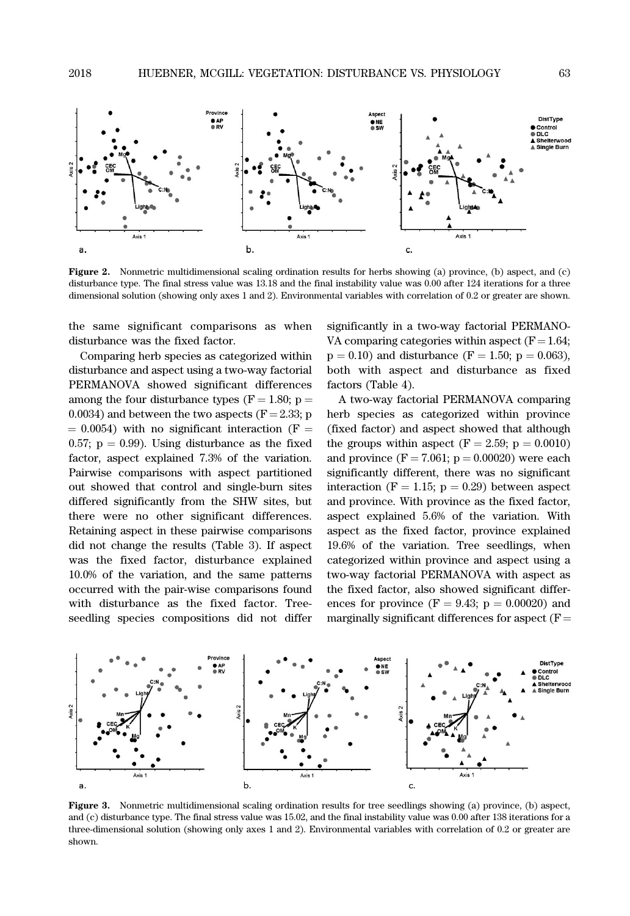Figure 2. Nonmetric multidimensional scaling ordination results for herbs showing (a) province, (b) aspect, and (c) disturbance type. The final stress value was 13.18 and the final instability value was 0.00 after 124 iterations for a three dimensional solution (showing only axes 1 and 2). Environmental variables with correlation of 0.2 or greater are shown.

the same significant comparisons as when disturbance was the fixed factor.

Comparing herb species as categorized within disturbance and aspect using a two-way factorial PERMANOVA showed significant differences among the four disturbance types ($F = 1.80$; $p = 0.0034$) and between the two aspects ($F = 2.33$; $p = 0.0054$) with no significant interaction ($F = 0.57$; $p = 0.99$). Using disturbance as the fixed factor, aspect explained 7.3% of the variation. Pairwise comparisons with aspect partitioned out showed that control and single-burn sites differed significantly from the SHW sites, but there were no other significant differences. Retaining aspect in these pairwise comparisons did not change the results (Table 3). If aspect was the fixed factor, disturbance explained 10.0% of the variation, and the same patterns occurred with the pair-wise comparisons found with disturbance as the fixed factor. Tree-seedling species compositions did not differ significantly in a two-way factorial PERMANOVA comparing categories within aspect ($F = 1.64$; $p = 0.10$) and disturbance ($F = 1.50$; $p = 0.063$), both with aspect and disturbance as fixed factors (Table 4).

A two-way factorial PERMANOVA comparing herb species as categorized within province (fixed factor) and aspect showed that although the groups within aspect ($F = 2.59$; $p = 0.0010$) and province ($F = 7.061$; $p = 0.00020$) were each significantly different, there was no significant interaction ($F = 1.15$; $p = 0.29$) between aspect and province. With province as the fixed factor, aspect explained 5.6% of the variation. With aspect as the fixed factor, province explained 19.6% of the variation. Tree seedlings, when categorized within province and aspect using a two-way factorial PERMANOVA with aspect as the fixed factor, also showed significant differences for province ($F = 9.43$; $p = 0.00020$) and marginally significant differences for aspect ($F =$

Figure 3. Nonmetric multidimensional scaling ordination results for tree seedlings showing (a) province, (b) aspect, and (c) disturbance type. The final stress value was 15.02, and the final instability value was 0.00 after 138 iterations for a three-dimensional solution (showing only axes 1 and 2). Environmental variables with correlation of 0.2 or greater are shown.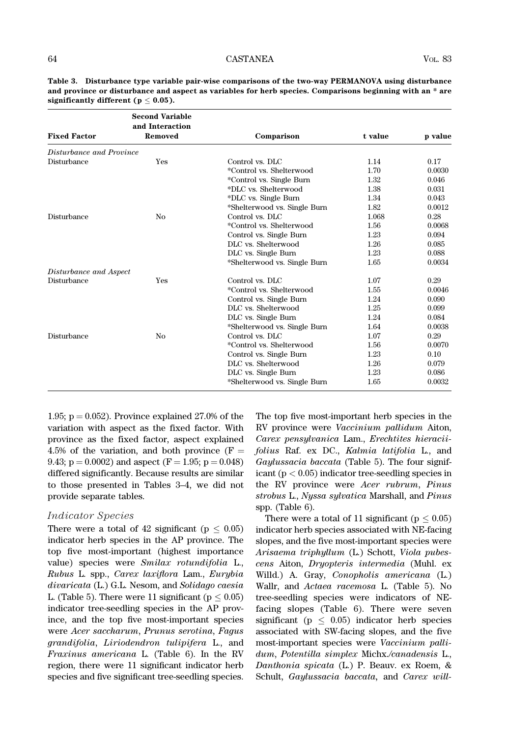**Table 3. Disturbance type variable pair-wise comparisons of the two-way PERMANOVA using disturbance and province or disturbance and aspect as variables for herb species. Comparisons beginning with an * are significantly different ($p \leq 0.05$).**

| Fixed Factor | Second Variable and Interaction Removed | Comparison | t value | p value |
|---|---|---|---|---|
| *Disturbance and Province* | | | | |
| Disturbance | Yes | Control vs. DLC | 1.14 | 0.17 |
| | | *Control vs. Shelterwood | 1.70 | 0.0030 |
| | | *Control vs. Single Burn | 1.32 | 0.046 |
| | | *DLC vs. Shelterwood | 1.38 | 0.031 |
| | | *DLC vs. Single Burn | 1.34 | 0.043 |
| | | *Shelterwood vs. Single Burn | 1.82 | 0.0012 |
| Disturbance | No | Control vs. DLC | 1.068 | 0.28 |
| | | *Control vs. Shelterwood | 1.56 | 0.0068 |
| | | Control vs. Single Burn | 1.23 | 0.094 |
| | | DLC vs. Shelterwood | 1.26 | 0.085 |
| | | DLC vs. Single Burn | 1.23 | 0.088 |
| | | *Shelterwood vs. Single Burn | 1.65 | 0.0034 |
| *Disturbance and Aspect* | | | | |
| Disturbance | Yes | Control vs. DLC | 1.07 | 0.29 |
| | | *Control vs. Shelterwood | 1.55 | 0.0046 |
| | | Control vs. Single Burn | 1.24 | 0.090 |
| | | DLC vs. Shelterwood | 1.25 | 0.099 |
| | | DLC vs. Single Burn | 1.24 | 0.084 |
| | | *Shelterwood vs. Single Burn | 1.64 | 0.0038 |
| Disturbance | No | Control vs. DLC | 1.07 | 0.29 |
| | | *Control vs. Shelterwood | 1.56 | 0.0070 |
| | | Control vs. Single Burn | 1.23 | 0.10 |
| | | DLC vs. Shelterwood | 1.26 | 0.079 |
| | | DLC vs. Single Burn | 1.23 | 0.086 |
| | | *Shelterwood vs. Single Burn | 1.65 | 0.0032 |

1.95; $p = 0.052$). Province explained 27.0% of the variation with aspect as the fixed factor. With province as the fixed factor, aspect explained 4.5% of the variation, and both province ($F = 9.43$; $p = 0.0002$) and aspect ($F = 1.95$; $p = 0.048$) differed significantly. Because results are similar to those presented in Tables 3–4, we did not provide separate tables.

### Indicator Species

There were a total of 42 significant ($p \leq 0.05$) indicator herb species in the AP province. The top five most-important (highest importance value) species were *Smilax rotundifolia* L., *Rubus* L. spp., *Carex laxiflora* Lam., *Eurybia divaricata* (L.) G.L. Nesom, and *Solidago caesia* L. (Table 5). There were 11 significant ($p \leq 0.05$) indicator tree-seedling species in the AP province, and the top five most-important species were *Acer saccharum*, *Prunus serotina*, *Fagus grandifolia*, *Liriodendron tulipifera* L., and *Fraxinus americana* L. (Table 6). In the RV region, there were 11 significant indicator herb species and five significant tree-seedling species. The top five most-important herb species in the RV province were *Vaccinium pallidum* Aiton, *Carex pensylvanica* Lam., *Erechtites hieraciifolius* Raf. ex DC., *Kalmia latifolia* L., and *Gaylussacia baccata* (Table 5). The four significant ($p < 0.05$) indicator tree-seedling species in the RV province were *Acer rubrum*, *Pinus strobus* L., *Nyssa sylvatica* Marshall, and *Pinus* spp. (Table 6).

There were a total of 11 significant ($p \leq 0.05$) indicator herb species associated with NE-facing slopes, and the five most-important species were *Arisaema triphyllum* (L.) Schott, *Viola pubescens* Aiton, *Dryopteris intermedia* (Muhl. ex Willd.) A. Gray, *Conopholis americana* (L.) Wallr, and *Actaea racemosa* L. (Table 5). No tree-seedling species were indicators of NE-facing slopes (Table 6). There were seven significant ($p \leq 0.05$) indicator herb species associated with SW-facing slopes, and the five most-important species were *Vaccinium pallidum*, *Potentilla simplex* Michx./*canadensis* L., *Danthonia spicata* (L.) P. Beauv. ex Roem, & Schult, *Gaylussacia baccata*, and *Carex will-*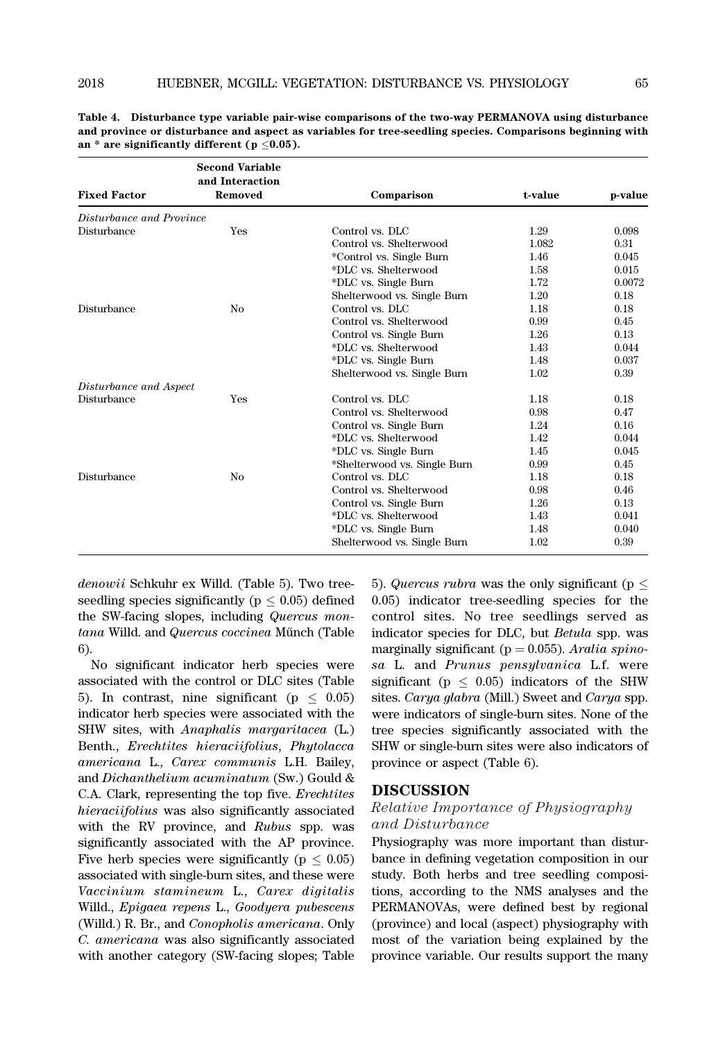**Table 4. Disturbance type variable pair-wise comparisons of the two-way PERMANOVA using disturbance and province or disturbance and aspect as variables for tree-seedling species. Comparisons beginning with an * are significantly different (p ≤0.05).**

| Fixed Factor | Second Variable and Interaction Removed | Comparison | t-value | p-value |
|---|---|---|---|---|
| *Disturbance and Province* | | | | |
| Disturbance | Yes | Control vs. DLC | 1.29 | 0.098 |
| | | Control vs. Shelterwood | 1.082 | 0.31 |
| | | *Control vs. Single Burn | 1.46 | 0.045 |
| | | *DLC vs. Shelterwood | 1.58 | 0.015 |
| | | *DLC vs. Single Burn | 1.72 | 0.0072 |
| | | Shelterwood vs. Single Burn | 1.20 | 0.18 |
| Disturbance | No | Control vs. DLC | 1.18 | 0.18 |
| | | Control vs. Shelterwood | 0.99 | 0.45 |
| | | Control vs. Single Burn | 1.26 | 0.13 |
| | | *DLC vs. Shelterwood | 1.43 | 0.044 |
| | | *DLC vs. Single Burn | 1.48 | 0.037 |
| | | Shelterwood vs. Single Burn | 1.02 | 0.39 |
| *Disturbance and Aspect* | | | | |
| Disturbance | Yes | Control vs. DLC | 1.18 | 0.18 |
| | | Control vs. Shelterwood | 0.98 | 0.47 |
| | | Control vs. Single Burn | 1.24 | 0.16 |
| | | *DLC vs. Shelterwood | 1.42 | 0.044 |
| | | *DLC vs. Single Burn | 1.45 | 0.045 |
| | | *Shelterwood vs. Single Burn | 0.99 | 0.45 |
| Disturbance | No | Control vs. DLC | 1.18 | 0.18 |
| | | Control vs. Shelterwood | 0.98 | 0.46 |
| | | Control vs. Single Burn | 1.26 | 0.13 |
| | | *DLC vs. Shelterwood | 1.43 | 0.041 |
| | | *DLC vs. Single Burn | 1.48 | 0.040 |
| | | Shelterwood vs. Single Burn | 1.02 | 0.39 |

*denowii* Schkuhr ex Willd. (Table 5). Two tree-seedling species significantly ($p \leq 0.05$) defined the SW-facing slopes, including *Quercus montana* Willd. and *Quercus coccinea* Műnch (Table 6).

No significant indicator herb species were associated with the control or DLC sites (Table 5). In contrast, nine significant ($p \leq 0.05$) indicator herb species were associated with the SHW sites, with *Anaphalis margaritacea* (L.) Benth., *Erechtites hieraciifolius*, *Phytolacca americana* L., *Carex communis* L.H. Bailey, and *Dichanthelium acuminatum* (Sw.) Gould & C.A. Clark, representing the top five. *Erechtites hieraciifolius* was also significantly associated with the RV province, and *Rubus* spp. was significantly associated with the AP province. Five herb species were significantly ($p \leq 0.05$) associated with single-burn sites, and these were *Vaccinium stamineum* L., *Carex digitalis* Willd., *Epigaea repens* L., *Goodyera pubescens* (Willd.) R. Br., and *Conopholis americana*. Only *C. americana* was also significantly associated with another category (SW-facing slopes; Table 5). *Quercus rubra* was the only significant ($p \leq 0.05$) indicator tree-seedling species for the control sites. No tree seedlings served as indicator species for DLC, but *Betula* spp. was marginally significant ($p = 0.055$). *Aralia spinosa* L. and *Prunus pensylvanica* L.f. were significant ($p \leq 0.05$) indicators of the SHW sites. *Carya glabra* (Mill.) Sweet and *Carya* spp. were indicators of single-burn sites. None of the tree species significantly associated with the SHW or single-burn sites were also indicators of province or aspect (Table 6).

## DISCUSSION

### *Relative Importance of Physiography and Disturbance*

Physiography was more important than disturbance in defining vegetation composition in our study. Both herbs and tree seedling compositions, according to the NMS analyses and the PERMANOVAs, were defined best by regional (province) and local (aspect) physiography with most of the variation being explained by the province variable. Our results support the many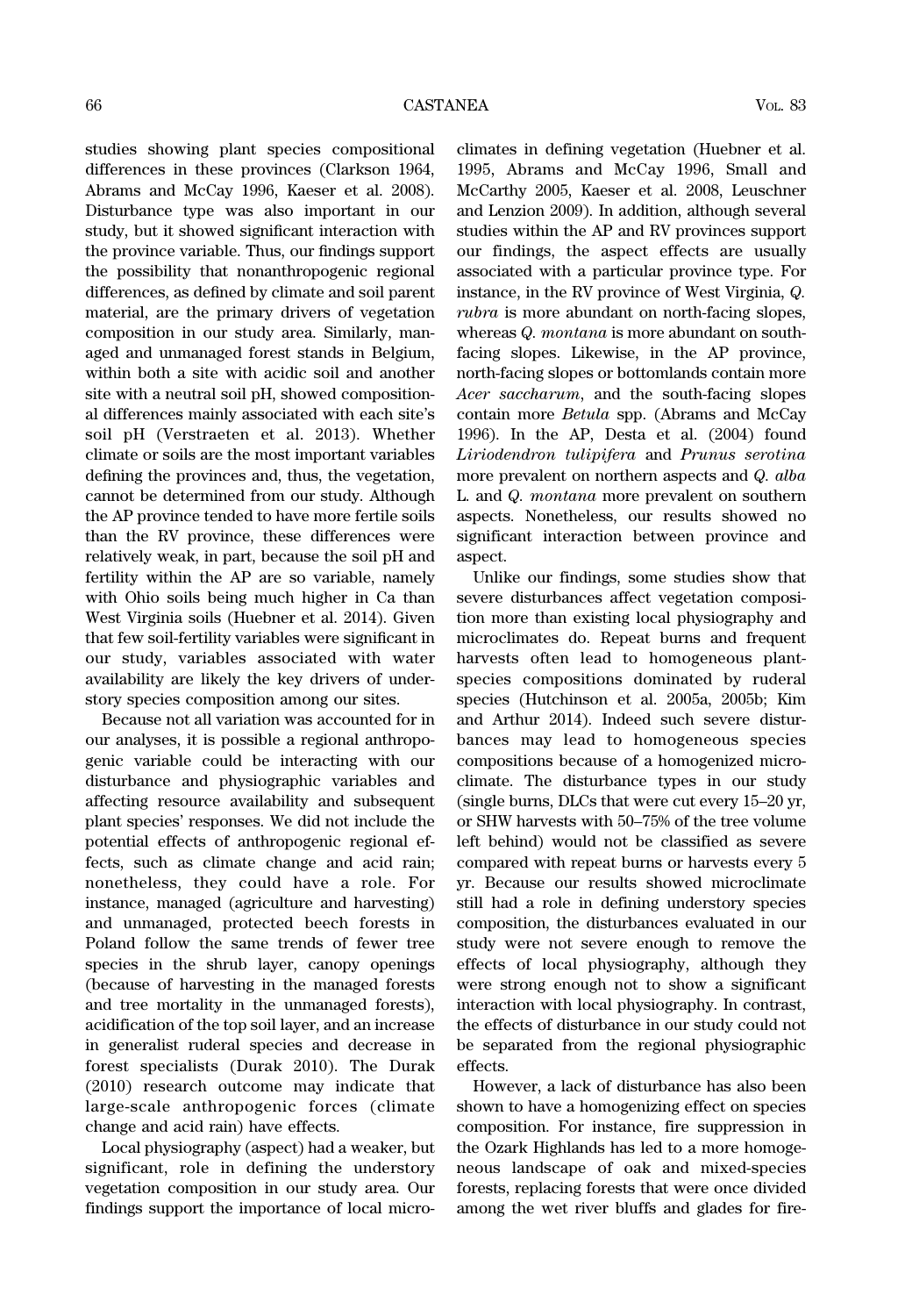studies showing plant species compositional differences in these provinces (Clarkson 1964, Abrams and McCay 1996, Kaeser et al. 2008). Disturbance type was also important in our study, but it showed significant interaction with the province variable. Thus, our findings support the possibility that nonanthropogenic regional differences, as defined by climate and soil parent material, are the primary drivers of vegetation composition in our study area. Similarly, managed and unmanaged forest stands in Belgium, within both a site with acidic soil and another site with a neutral soil pH, showed compositional differences mainly associated with each site's soil pH (Verstraeten et al. 2013). Whether climate or soils are the most important variables defining the provinces and, thus, the vegetation, cannot be determined from our study. Although the AP province tended to have more fertile soils than the RV province, these differences were relatively weak, in part, because the soil pH and fertility within the AP are so variable, namely with Ohio soils being much higher in Ca than West Virginia soils (Huebner et al. 2014). Given that few soil-fertility variables were significant in our study, variables associated with water availability are likely the key drivers of understory species composition among our sites.

Because not all variation was accounted for in our analyses, it is possible a regional anthropogenic variable could be interacting with our disturbance and physiographic variables and affecting resource availability and subsequent plant species' responses. We did not include the potential effects of anthropogenic regional effects, such as climate change and acid rain; nonetheless, they could have a role. For instance, managed (agriculture and harvesting) and unmanaged, protected beech forests in Poland follow the same trends of fewer tree species in the shrub layer, canopy openings (because of harvesting in the managed forests and tree mortality in the unmanaged forests), acidification of the top soil layer, and an increase in generalist ruderal species and decrease in forest specialists (Durak 2010). The Durak (2010) research outcome may indicate that large-scale anthropogenic forces (climate change and acid rain) have effects.

Local physiography (aspect) had a weaker, but significant, role in defining the understory vegetation composition in our study area. Our findings support the importance of local microclimates in defining vegetation (Huebner et al. 1995, Abrams and McCay 1996, Small and McCarthy 2005, Kaeser et al. 2008, Leuschner and Lenzion 2009). In addition, although several studies within the AP and RV provinces support our findings, the aspect effects are usually associated with a particular province type. For instance, in the RV province of West Virginia, *Q. rubra* is more abundant on north-facing slopes, whereas *Q. montana* is more abundant on south-facing slopes. Likewise, in the AP province, north-facing slopes or bottomlands contain more *Acer saccharum*, and the south-facing slopes contain more *Betula* spp. (Abrams and McCay 1996). In the AP, Desta et al. (2004) found *Liriodendron tulipifera* and *Prunus serotina* more prevalent on northern aspects and *Q. alba* L. and *Q. montana* more prevalent on southern aspects. Nonetheless, our results showed no significant interaction between province and aspect.

Unlike our findings, some studies show that severe disturbances affect vegetation composition more than existing local physiography and microclimates do. Repeat burns and frequent harvests often lead to homogeneous plant-species compositions dominated by ruderal species (Hutchinson et al. 2005a, 2005b; Kim and Arthur 2014). Indeed such severe disturbances may lead to homogeneous species compositions because of a homogenized microclimate. The disturbance types in our study (single burns, DLCs that were cut every 15–20 yr, or SHW harvests with 50–75% of the tree volume left behind) would not be classified as severe compared with repeat burns or harvests every 5 yr. Because our results showed microclimate still had a role in defining understory species composition, the disturbances evaluated in our study were not severe enough to remove the effects of local physiography, although they were strong enough not to show a significant interaction with local physiography. In contrast, the effects of disturbance in our study could not be separated from the regional physiographic effects.

However, a lack of disturbance has also been shown to have a homogenizing effect on species composition. For instance, fire suppression in the Ozark Highlands has led to a more homogeneous landscape of oak and mixed-species forests, replacing forests that were once divided among the wet river bluffs and glades for fire-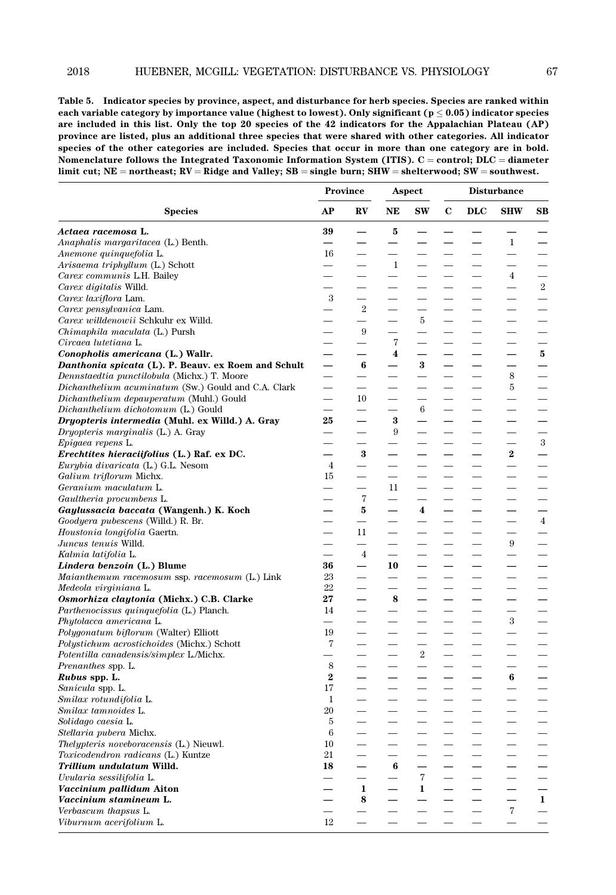**Table 5. Indicator species by province, aspect, and disturbance for herb species. Species are ranked within each variable category by importance value (highest to lowest). Only significant ($p \leq 0.05$) indicator species are included in this list. Only the top 20 species of the 42 indicators for the Appalachian Plateau (AP) province are listed, plus an additional three species that were shared with other categories. All indicator species of the other categories are included. Species that occur in more than one category are in bold. Nomenclature follows the Integrated Taxonomic Information System (ITIS). C = control; DLC = diameter limit cut; NE = northeast; RV = Ridge and Valley; SB = single burn; SHW = shelterwood; SW = southwest.**

| | Province | | Aspect | | Disturbance | | | |
|---|---|---|---|---|---|---|---|---|
| **Species** | **AP** | **RV** | **NE** | **SW** | **C** | **DLC** | **SHW** | **SB** |
| ***Actaea racemosa* L.** | **39** | **—** | **5** | **—** | **—** | **—** | **—** | **—** |
| *Anaphalis margaritacea* (L.) Benth. | — | — | — | — | — | — | 1 | — |
| *Anemone quinquefolia* L. | 16 | — | — | — | — | — | — | — |
| *Arisaema triphyllum* (L.) Schott | — | — | 1 | — | — | — | — | — |
| *Carex communis* L.H. Bailey | — | — | — | — | — | — | 4 | — |
| *Carex digitalis* Willd. | — | — | — | — | — | — | — | 2 |
| *Carex laxiflora* Lam. | 3 | — | — | — | — | — | — | — |
| *Carex pensylvanica* Lam. | — | 2 | — | — | — | — | — | — |
| *Carex willdenowii* Schkuhr ex Willd. | — | — | — | 5 | — | — | — | — |
| *Chimaphila maculata* (L.) Pursh | — | 9 | — | — | — | — | — | — |
| *Circaea lutetiana* L. | — | — | 7 | — | — | — | — | — |
| ***Conopholis americana* (L.) Wallr.** | **—** | **—** | **4** | **—** | **—** | **—** | **—** | **5** |
| ***Danthonia spicata* (L). P. Beauv. ex Roem and Schult** | **—** | **6** | **—** | **3** | **—** | **—** | **—** | **—** |
| *Dennstaedtia punctilobula* (Michx.) T. Moore | — | — | — | — | — | — | 8 | — |
| *Dichanthelium acuminatum* (Sw.) Gould and C.A. Clark | — | — | — | — | — | — | 5 | — |
| *Dichanthelium depauperatum* (Muhl.) Gould | — | 10 | — | — | — | — | — | — |
| *Dichanthelium dichotomum* (L.) Gould | — | — | — | 6 | — | — | — | — |
| ***Dryopteris intermedia* (Muhl. ex Willd.) A. Gray** | **25** | **—** | **3** | **—** | **—** | **—** | **—** | **—** |
| *Dryopteris marginalis* (L.) A. Gray | — | — | 9 | — | — | — | — | — |
| *Epigaea repens* L. | — | — | — | — | — | — | — | 3 |
| ***Erechtites hieraciifolius* (L.) Raf. ex DC.** | **—** | **3** | **—** | **—** | **—** | **—** | **2** | **—** |
| *Eurybia divaricata* (L.) G.L. Nesom | 4 | — | — | — | — | — | — | — |
| *Galium triflorum* Michx. | 15 | — | — | — | — | — | — | — |
| *Geranium maculatum* L. | — | — | 11 | — | — | — | — | — |
| *Gaultheria procumbens* L. | — | 7 | — | — | — | — | — | — |
| ***Gaylussacia baccata* (Wangenh.) K. Koch** | **—** | **5** | **—** | **4** | **—** | **—** | **—** | **—** |
| *Goodyera pubescens* (Willd.) R. Br. | — | — | — | — | — | — | — | 4 |
| *Houstonia longifolia* Gaertn. | — | 11 | — | — | — | — | — | — |
| *Juncus tenuis* Willd. | — | — | — | — | — | — | 9 | — |
| *Kalmia latifolia* L. | — | 4 | — | — | — | — | — | — |
| ***Lindera benzoin* (L.) Blume** | **36** | **—** | **10** | **—** | **—** | **—** | **—** | **—** |
| *Maianthemum racemosum* ssp. *racemosum* (L.) Link | 23 | — | — | — | — | — | — | — |
| *Medeola virginiana* L. | 22 | — | — | — | — | — | — | — |
| ***Osmorhiza claytonia* (Michx.) C.B. Clarke** | **27** | **—** | **8** | **—** | **—** | **—** | **—** | **—** |
| *Parthenocissus quinquefolia* (L.) Planch. | 14 | — | — | — | — | — | — | — |
| *Phytolacca americana* L. | — | — | — | — | — | — | 3 | — |
| *Polygonatum biflorum* (Walter) Elliott | 19 | — | — | — | — | — | — | — |
| *Polystichum acrostichoides* (Michx.) Schott | 7 | — | — | — | — | — | — | — |
| *Potentilla canadensis/simplex* L./Michx. | — | — | — | 2 | — | — | — | — |
| *Prenanthes* spp. L. | 8 | — | — | — | — | — | — | — |
| ***Rubus* spp. L.** | **2** | **—** | **—** | **—** | **—** | **—** | **6** | **—** |
| *Sanicula* spp. L. | 17 | — | — | — | — | — | — | — |
| *Smilax rotundifolia* L. | 1 | — | — | — | — | — | — | — |
| *Smilax tamnoides* L. | 20 | — | — | — | — | — | — | — |
| *Solidago caesia* L. | 5 | — | — | — | — | — | — | — |
| *Stellaria pubera* Michx. | 6 | — | — | — | — | — | — | — |
| *Thelypteris noveboracensis* (L.) Nieuwl. | 10 | — | — | — | — | — | — | — |
| *Toxicodendron radicans* (L.) Kuntze | 21 | — | — | — | — | — | — | — |
| ***Trillium undulatum* Willd.** | **18** | **—** | **6** | **—** | **—** | **—** | **—** | **—** |
| *Uvularia sessilifolia* L. | — | — | — | 7 | — | — | — | — |
| ***Vaccinium pallidum* Aiton** | **—** | **1** | **—** | **1** | **—** | **—** | **—** | **—** |
| ***Vaccinium stamineum* L.** | **—** | **8** | **—** | **—** | **—** | **—** | **—** | **1** |
| *Verbascum thapsus* L. | — | — | — | — | — | — | 7 | — |
| *Viburnum acerifolium* L. | 12 | — | — | — | — | — | — | — |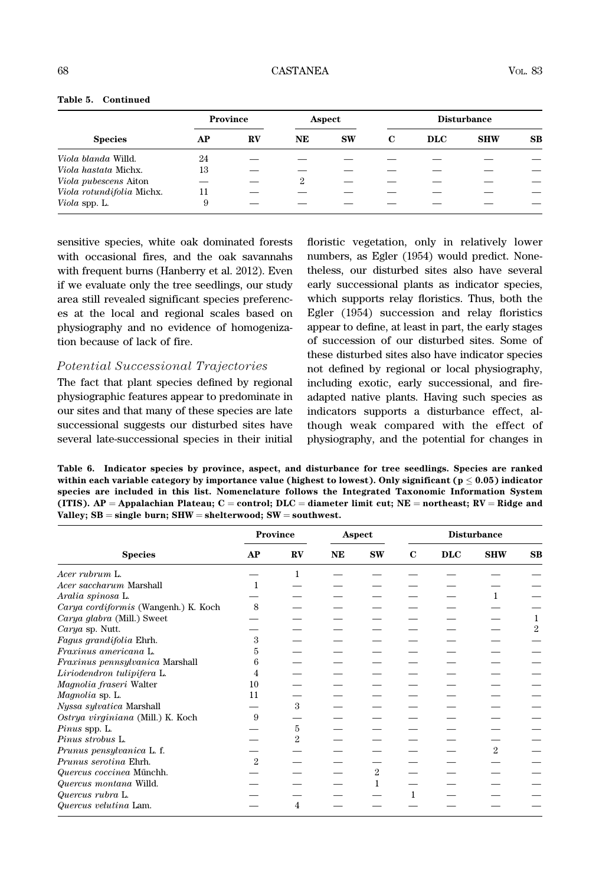**Table 5. Continued**

| Species | Province | | Aspect | | Disturbance | | | |
|---|---|---|---|---|---|---|---|---|
| | AP | RV | NE | SW | C | DLC | SHW | SB |
| *Viola blanda* Willd. | 24 | — | — | — | — | — | — | — |
| *Viola hastata* Michx. | 13 | — | — | — | — | — | — | — |
| *Viola pubescens* Aiton | — | — | 2 | — | — | — | — | — |
| *Viola rotundifolia* Michx. | 11 | — | — | — | — | — | — | — |
| *Viola* spp. L. | 9 | — | — | — | — | — | — | — |

sensitive species, white oak dominated forests with occasional fires, and the oak savannahs with frequent burns (Hanberry et al. 2012). Even if we evaluate only the tree seedlings, our study area still revealed significant species preferences at the local and regional scales based on physiography and no evidence of homogenization because of lack of fire.

### *Potential Successional Trajectories*

The fact that plant species defined by regional physiographic features appear to predominate in our sites and that many of these species are late successional suggests our disturbed sites have several late-successional species in their initial floristic vegetation, only in relatively lower numbers, as Egler (1954) would predict. Nonetheless, our disturbed sites also have several early successional plants as indicator species, which supports relay floristics. Thus, both the Egler (1954) succession and relay floristics appear to define, at least in part, the early stages of succession of our disturbed sites. Some of these disturbed sites also have indicator species not defined by regional or local physiography, including exotic, early successional, and fire-adapted native plants. Having such species as indicators supports a disturbance effect, although weak compared with the effect of physiography, and the potential for changes in

**Table 6. Indicator species by province, aspect, and disturbance for tree seedlings. Species are ranked within each variable category by importance value (highest to lowest). Only significant ($p \leq 0.05$) indicator species are included in this list. Nomenclature follows the Integrated Taxonomic Information System (ITIS). AP = Appalachian Plateau; C = control; DLC = diameter limit cut; NE = northeast; RV = Ridge and Valley; SB = single burn; SHW = shelterwood; SW = southwest.**

| Species | Province | | Aspect | | Disturbance | | | |
|---|---|---|---|---|---|---|---|---|
| | AP | RV | NE | SW | C | DLC | SHW | SB |
| *Acer rubrum* L. | — | 1 | — | — | — | — | — | — |
| *Acer saccharum* Marshall | 1 | — | — | — | — | — | — | — |
| *Aralia spinosa* L. | — | — | — | — | — | — | 1 | — |
| *Carya cordiformis* (Wangenh.) K. Koch | 8 | — | — | — | — | — | — | — |
| *Carya glabra* (Mill.) Sweet | — | — | — | — | — | — | — | 1 |
| *Carya* sp. Nutt. | — | — | — | — | — | — | — | 2 |
| *Fagus grandifolia* Ehrh. | 3 | — | — | — | — | — | — | — |
| *Fraxinus americana* L. | 5 | — | — | — | — | — | — | — |
| *Fraxinus pennsylvanica* Marshall | 6 | — | — | — | — | — | — | — |
| *Liriodendron tulipifera* L. | 4 | — | — | — | — | — | — | — |
| *Magnolia fraseri* Walter | 10 | — | — | — | — | — | — | — |
| *Magnolia* sp. L. | 11 | — | — | — | — | — | — | — |
| *Nyssa sylvatica* Marshall | — | 3 | — | — | — | — | — | — |
| *Ostrya virginiana* (Mill.) K. Koch | 9 | — | — | — | — | — | — | — |
| *Pinus* spp. L. | — | 5 | — | — | — | — | — | — |
| *Pinus strobus* L. | — | 2 | — | — | — | — | — | — |
| *Prunus pensylvanica* L. f. | — | — | — | — | — | — | 2 | — |
| *Prunus serotina* Ehrh. | 2 | — | — | — | — | — | — | — |
| *Quercus coccinea* Műnchh. | — | — | — | 2 | — | — | — | — |
| *Quercus montana* Willd. | — | — | — | 1 | — | — | — | — |
| *Quercus rubra* L. | — | — | — | — | 1 | — | — | — |
| *Quercus velutina* Lam. | — | 4 | — | — | — | — | — | — |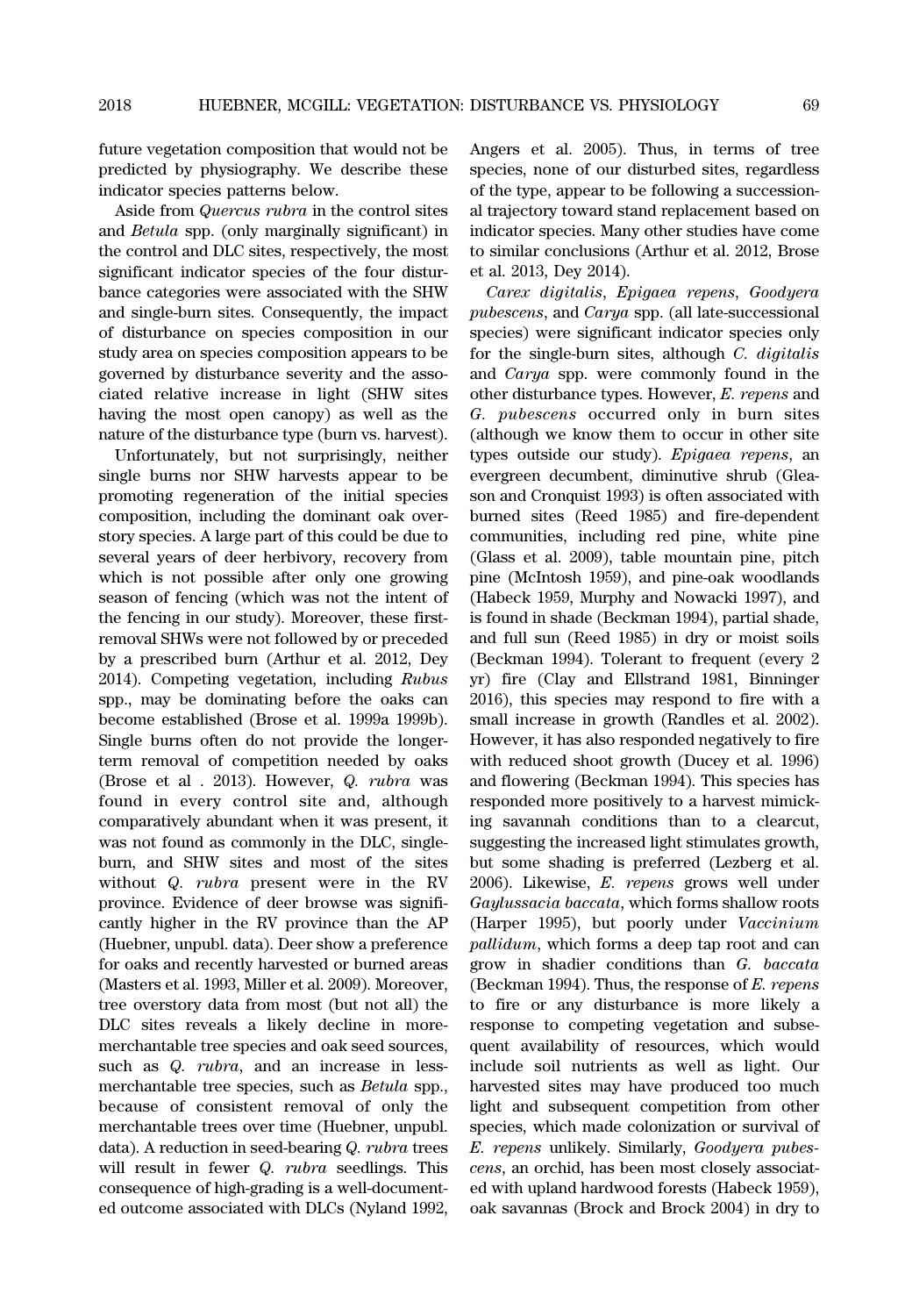future vegetation composition that would not be predicted by physiography. We describe these indicator species patterns below.

Aside from *Quercus rubra* in the control sites and *Betula* spp. (only marginally significant) in the control and DLC sites, respectively, the most significant indicator species of the four disturbance categories were associated with the SHW and single-burn sites. Consequently, the impact of disturbance on species composition in our study area on species composition appears to be governed by disturbance severity and the associated relative increase in light (SHW sites having the most open canopy) as well as the nature of the disturbance type (burn vs. harvest).

Unfortunately, but not surprisingly, neither single burns nor SHW harvests appear to be promoting regeneration of the initial species composition, including the dominant oak overstory species. A large part of this could be due to several years of deer herbivory, recovery from which is not possible after only one growing season of fencing (which was not the intent of the fencing in our study). Moreover, these first-removal SHWs were not followed by or preceded by a prescribed burn (Arthur et al. 2012, Dey 2014). Competing vegetation, including *Rubus* spp., may be dominating before the oaks can become established (Brose et al. 1999a 1999b). Single burns often do not provide the longer-term removal of competition needed by oaks (Brose et al . 2013). However, *Q. rubra* was found in every control site and, although comparatively abundant when it was present, it was not found as commonly in the DLC, single-burn, and SHW sites and most of the sites without *Q. rubra* present were in the RV province. Evidence of deer browse was significantly higher in the RV province than the AP (Huebner, unpubl. data). Deer show a preference for oaks and recently harvested or burned areas (Masters et al. 1993, Miller et al. 2009). Moreover, tree overstory data from most (but not all) the DLC sites reveals a likely decline in more-merchantable tree species and oak seed sources, such as *Q. rubra*, and an increase in less-merchantable tree species, such as *Betula* spp., because of consistent removal of only the merchantable trees over time (Huebner, unpubl. data). A reduction in seed-bearing *Q. rubra* trees will result in fewer *Q. rubra* seedlings. This consequence of high-grading is a well-documented outcome associated with DLCs (Nyland 1992, Angers et al. 2005). Thus, in terms of tree species, none of our disturbed sites, regardless of the type, appear to be following a successional trajectory toward stand replacement based on indicator species. Many other studies have come to similar conclusions (Arthur et al. 2012, Brose et al. 2013, Dey 2014).

*Carex digitalis*, *Epigaea repens*, *Goodyera pubescens*, and *Carya* spp. (all late-successional species) were significant indicator species only for the single-burn sites, although *C. digitalis* and *Carya* spp. were commonly found in the other disturbance types. However, *E. repens* and *G. pubescens* occurred only in burn sites (although we know them to occur in other site types outside our study). *Epigaea repens*, an evergreen decumbent, diminutive shrub (Gleason and Cronquist 1993) is often associated with burned sites (Reed 1985) and fire-dependent communities, including red pine, white pine (Glass et al. 2009), table mountain pine, pitch pine (McIntosh 1959), and pine-oak woodlands (Habeck 1959, Murphy and Nowacki 1997), and is found in shade (Beckman 1994), partial shade, and full sun (Reed 1985) in dry or moist soils (Beckman 1994). Tolerant to frequent (every 2 yr) fire (Clay and Ellstrand 1981, Binninger 2016), this species may respond to fire with a small increase in growth (Randles et al. 2002). However, it has also responded negatively to fire with reduced shoot growth (Ducey et al. 1996) and flowering (Beckman 1994). This species has responded more positively to a harvest mimicking savannah conditions than to a clearcut, suggesting the increased light stimulates growth, but some shading is preferred (Lezberg et al. 2006). Likewise, *E. repens* grows well under *Gaylussacia baccata*, which forms shallow roots (Harper 1995), but poorly under *Vaccinium pallidum*, which forms a deep tap root and can grow in shadier conditions than *G. baccata* (Beckman 1994). Thus, the response of *E. repens* to fire or any disturbance is more likely a response to competing vegetation and subsequent availability of resources, which would include soil nutrients as well as light. Our harvested sites may have produced too much light and subsequent competition from other species, which made colonization or survival of *E. repens* unlikely. Similarly, *Goodyera pubescens*, an orchid, has been most closely associated with upland hardwood forests (Habeck 1959), oak savannas (Brock and Brock 2004) in dry to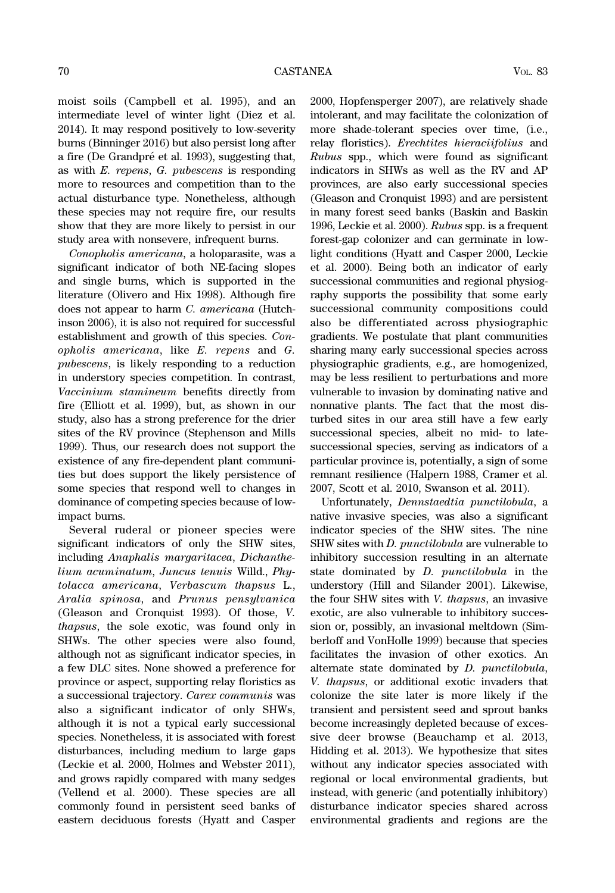moist soils (Campbell et al. 1995), and an intermediate level of winter light (Diez et al. 2014). It may respond positively to low-severity burns (Binninger 2016) but also persist long after a fire (De Grandpré et al. 1993), suggesting that, as with *E. repens*, *G. pubescens* is responding more to resources and competition than to the actual disturbance type. Nonetheless, although these species may not require fire, our results show that they are more likely to persist in our study area with nonsevere, infrequent burns.

*Conopholis americana*, a holoparasite, was a significant indicator of both NE-facing slopes and single burns, which is supported in the literature (Olivero and Hix 1998). Although fire does not appear to harm *C. americana* (Hutchinson 2006), it is also not required for successful establishment and growth of this species. *Conopholis americana*, like *E. repens* and *G. pubescens*, is likely responding to a reduction in understory species competition. In contrast, *Vaccinium stamineum* benefits directly from fire (Elliott et al. 1999), but, as shown in our study, also has a strong preference for the drier sites of the RV province (Stephenson and Mills 1999). Thus, our research does not support the existence of any fire-dependent plant communities but does support the likely persistence of some species that respond well to changes in dominance of competing species because of low-impact burns.

Several ruderal or pioneer species were significant indicators of only the SHW sites, including *Anaphalis margaritacea*, *Dichanthelium acuminatum*, *Juncus tenuis* Willd., *Phytolacca americana*, *Verbascum thapsus* L., *Aralia spinosa*, and *Prunus pensylvanica* (Gleason and Cronquist 1993). Of those, *V. thapsus*, the sole exotic, was found only in SHWs. The other species were also found, although not as significant indicator species, in a few DLC sites. None showed a preference for province or aspect, supporting relay floristics as a successional trajectory. *Carex communis* was also a significant indicator of only SHWs, although it is not a typical early successional species. Nonetheless, it is associated with forest disturbances, including medium to large gaps (Leckie et al. 2000, Holmes and Webster 2011), and grows rapidly compared with many sedges (Vellend et al. 2000). These species are all commonly found in persistent seed banks of eastern deciduous forests (Hyatt and Casper 2000, Hopfensperger 2007), are relatively shade intolerant, and may facilitate the colonization of more shade-tolerant species over time, (i.e., relay floristics). *Erechtites hieraciifolius* and *Rubus* spp., which were found as significant indicators in SHWs as well as the RV and AP provinces, are also early successional species (Gleason and Cronquist 1993) and are persistent in many forest seed banks (Baskin and Baskin 1996, Leckie et al. 2000). *Rubus* spp. is a frequent forest-gap colonizer and can germinate in low-light conditions (Hyatt and Casper 2000, Leckie et al. 2000). Being both an indicator of early successional communities and regional physiography supports the possibility that some early successional community compositions could also be differentiated across physiographic gradients. We postulate that plant communities sharing many early successional species across physiographic gradients, e.g., are homogenized, may be less resilient to perturbations and more vulnerable to invasion by dominating native and nonnative plants. The fact that the most disturbed sites in our area still have a few early successional species, albeit no mid- to late-successional species, serving as indicators of a particular province is, potentially, a sign of some remnant resilience (Halpern 1988, Cramer et al. 2007, Scott et al. 2010, Swanson et al. 2011).

Unfortunately, *Dennstaedtia punctilobula*, a native invasive species, was also a significant indicator species of the SHW sites. The nine SHW sites with *D. punctilobula* are vulnerable to inhibitory succession resulting in an alternate state dominated by *D. punctilobula* in the understory (Hill and Silander 2001). Likewise, the four SHW sites with *V. thapsus*, an invasive exotic, are also vulnerable to inhibitory succession or, possibly, an invasional meltdown (Simberloff and VonHolle 1999) because that species facilitates the invasion of other exotics. An alternate state dominated by *D. punctilobula*, *V. thapsus*, or additional exotic invaders that colonize the site later is more likely if the transient and persistent seed and sprout banks become increasingly depleted because of excessive deer browse (Beauchamp et al. 2013, Hidding et al. 2013). We hypothesize that sites without any indicator species associated with regional or local environmental gradients, but instead, with generic (and potentially inhibitory) disturbance indicator species shared across environmental gradients and regions are the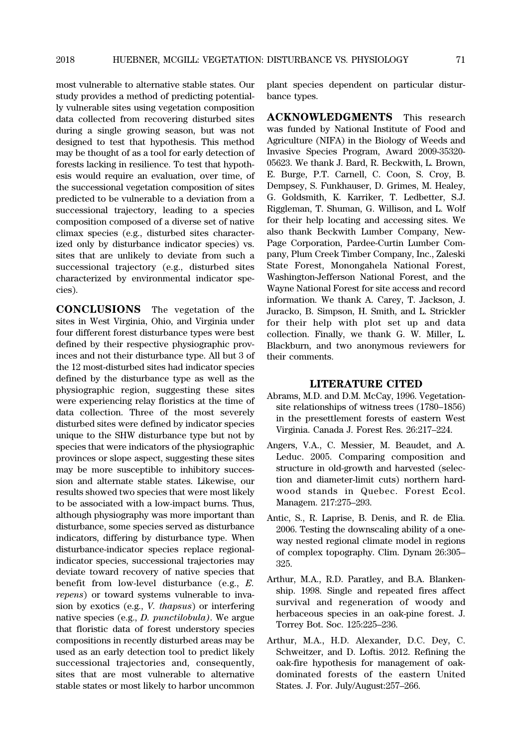most vulnerable to alternative stable states. Our study provides a method of predicting potentially vulnerable sites using vegetation composition data collected from recovering disturbed sites during a single growing season, but was not designed to test that hypothesis. This method may be thought of as a tool for early detection of forests lacking in resilience. To test that hypothesis would require an evaluation, over time, of the successional vegetation composition of sites predicted to be vulnerable to a deviation from a successional trajectory, leading to a species composition composed of a diverse set of native climax species (e.g., disturbed sites characterized only by disturbance indicator species) vs. sites that are unlikely to deviate from such a successional trajectory (e.g., disturbed sites characterized by environmental indicator species).

## CONCLUSIONS

The vegetation of the sites in West Virginia, Ohio, and Virginia under four different forest disturbance types were best defined by their respective physiographic provinces and not their disturbance type. All but 3 of the 12 most-disturbed sites had indicator species defined by the disturbance type as well as the physiographic region, suggesting these sites were experiencing relay floristics at the time of data collection. Three of the most severely disturbed sites were defined by indicator species unique to the SHW disturbance type but not by species that were indicators of the physiographic provinces or slope aspect, suggesting these sites may be more susceptible to inhibitory succession and alternate stable states. Likewise, our results showed two species that were most likely to be associated with a low-impact burns. Thus, although physiography was more important than disturbance, some species served as disturbance indicators, differing by disturbance type. When disturbance-indicator species replace regional-indicator species, successional trajectories may deviate toward recovery of native species that benefit from low-level disturbance (e.g., *E. repens*) or toward systems vulnerable to invasion by exotics (e.g., *V. thapsus*) or interfering native species (e.g., *D. punctilobula)*. We argue that floristic data of forest understory species compositions in recently disturbed areas may be used as an early detection tool to predict likely successional trajectories and, consequently, sites that are most vulnerable to alternative stable states or most likely to harbor uncommon plant species dependent on particular disturbance types.

## ACKNOWLEDGMENTS

This research was funded by National Institute of Food and Agriculture (NIFA) in the Biology of Weeds and Invasive Species Program, Award 2009-35320-05623. We thank J. Bard, R. Beckwith, L. Brown, E. Burge, P.T. Carnell, C. Coon, S. Croy, B. Dempsey, S. Funkhauser, D. Grimes, M. Healey, G. Goldsmith, K. Karriker, T. Ledbetter, S.J. Riggleman, T. Shuman, G. Willison, and L. Wolf for their help locating and accessing sites. We also thank Beckwith Lumber Company, NewPage Corporation, Pardee-Curtin Lumber Company, Plum Creek Timber Company, Inc., Zaleski State Forest, Monongahela National Forest, Washington-Jefferson National Forest, and the Wayne National Forest for site access and record information. We thank A. Carey, T. Jackson, J. Juracko, B. Simpson, H. Smith, and L. Strickler for their help with plot set up and data collection. Finally, we thank G. W. Miller, L. Blackburn, and two anonymous reviewers for their comments.

## LITERATURE CITED

Abrams, M.D. and D.M. McCay, 1996. Vegetation-site relationships of witness trees (1780–1856) in the presettlement forests of eastern West Virginia. Canada J. Forest Res. 26:217–224.

Angers, V.A., C. Messier, M. Beaudet, and A. Leduc. 2005. Comparing composition and structure in old-growth and harvested (selection and diameter-limit cuts) northern hardwood stands in Quebec. Forest Ecol. Managem. 217:275–293.

Antic, S., R. Laprise, B. Denis, and R. de Elia. 2006. Testing the downscaling ability of a one-way nested regional climate model in regions of complex topography. Clim. Dynam 26:305–325.

Arthur, M.A., R.D. Paratley, and B.A. Blankenship. 1998. Single and repeated fires affect survival and regeneration of woody and herbaceous species in an oak-pine forest. J. Torrey Bot. Soc. 125:225–236.

Arthur, M.A., H.D. Alexander, D.C. Dey, C. Schweitzer, and D. Loftis. 2012. Refining the oak-fire hypothesis for management of oak-dominated forests of the eastern United States. J. For. July/August:257–266.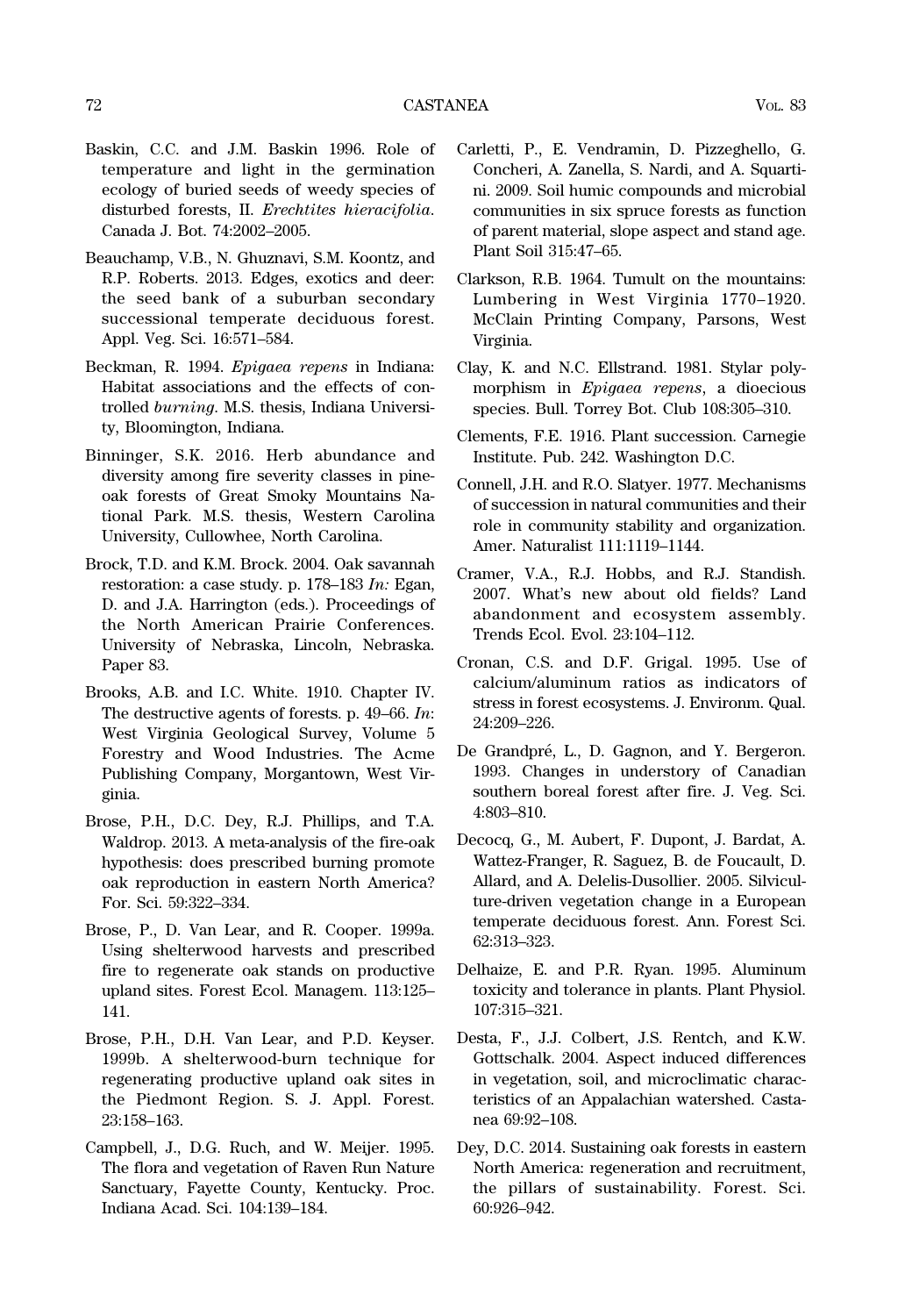Baskin, C.C. and J.M. Baskin 1996. Role of temperature and light in the germination ecology of buried seeds of weedy species of disturbed forests, II. *Erechtites hieracifolia*. Canada J. Bot. 74:2002–2005.

Beauchamp, V.B., N. Ghuznavi, S.M. Koontz, and R.P. Roberts. 2013. Edges, exotics and deer: the seed bank of a suburban secondary successional temperate deciduous forest. Appl. Veg. Sci. 16:571–584.

Beckman, R. 1994. *Epigaea repens* in Indiana: Habitat associations and the effects of controlled *burning*. M.S. thesis, Indiana University, Bloomington, Indiana.

Binninger, S.K. 2016. Herb abundance and diversity among fire severity classes in pine-oak forests of Great Smoky Mountains National Park. M.S. thesis, Western Carolina University, Cullowhee, North Carolina.

Brock, T.D. and K.M. Brock. 2004. Oak savannah restoration: a case study. p. 178–183 *In:* Egan, D. and J.A. Harrington (eds.). Proceedings of the North American Prairie Conferences. University of Nebraska, Lincoln, Nebraska. Paper 83.

Brooks, A.B. and I.C. White. 1910. Chapter IV. The destructive agents of forests. p. 49–66. *In*: West Virginia Geological Survey, Volume 5 Forestry and Wood Industries. The Acme Publishing Company, Morgantown, West Virginia.

Brose, P.H., D.C. Dey, R.J. Phillips, and T.A. Waldrop. 2013. A meta-analysis of the fire-oak hypothesis: does prescribed burning promote oak reproduction in eastern North America? For. Sci. 59:322–334.

Brose, P., D. Van Lear, and R. Cooper. 1999a. Using shelterwood harvests and prescribed fire to regenerate oak stands on productive upland sites. Forest Ecol. Managem. 113:125–141.

Brose, P.H., D.H. Van Lear, and P.D. Keyser. 1999b. A shelterwood-burn technique for regenerating productive upland oak sites in the Piedmont Region. S. J. Appl. Forest. 23:158–163.

Campbell, J., D.G. Ruch, and W. Meijer. 1995. The flora and vegetation of Raven Run Nature Sanctuary, Fayette County, Kentucky. Proc. Indiana Acad. Sci. 104:139–184.

Carletti, P., E. Vendramin, D. Pizzeghello, G. Concheri, A. Zanella, S. Nardi, and A. Squartini. 2009. Soil humic compounds and microbial communities in six spruce forests as function of parent material, slope aspect and stand age. Plant Soil 315:47–65.

Clarkson, R.B. 1964. Tumult on the mountains: Lumbering in West Virginia 1770–1920. McClain Printing Company, Parsons, West Virginia.

Clay, K. and N.C. Ellstrand. 1981. Stylar polymorphism in *Epigaea repens*, a dioecious species. Bull. Torrey Bot. Club 108:305–310.

Clements, F.E. 1916. Plant succession. Carnegie Institute. Pub. 242. Washington D.C.

Connell, J.H. and R.O. Slatyer. 1977. Mechanisms of succession in natural communities and their role in community stability and organization. Amer. Naturalist 111:1119–1144.

Cramer, V.A., R.J. Hobbs, and R.J. Standish. 2007. What's new about old fields? Land abandonment and ecosystem assembly. Trends Ecol. Evol. 23:104–112.

Cronan, C.S. and D.F. Grigal. 1995. Use of calcium/aluminum ratios as indicators of stress in forest ecosystems. J. Environm. Qual. 24:209–226.

De Grandpré, L., D. Gagnon, and Y. Bergeron. 1993. Changes in understory of Canadian southern boreal forest after fire. J. Veg. Sci. 4:803–810.

Decocq, G., M. Aubert, F. Dupont, J. Bardat, A. Wattez-Franger, R. Saguez, B. de Foucault, D. Allard, and A. Delelis-Dusollier. 2005. Silviculture-driven vegetation change in a European temperate deciduous forest. Ann. Forest Sci. 62:313–323.

Delhaize, E. and P.R. Ryan. 1995. Aluminum toxicity and tolerance in plants. Plant Physiol. 107:315–321.

Desta, F., J.J. Colbert, J.S. Rentch, and K.W. Gottschalk. 2004. Aspect induced differences in vegetation, soil, and microclimatic characteristics of an Appalachian watershed. Castanea 69:92–108.

Dey, D.C. 2014. Sustaining oak forests in eastern North America: regeneration and recruitment, the pillars of sustainability. Forest. Sci. 60:926–942.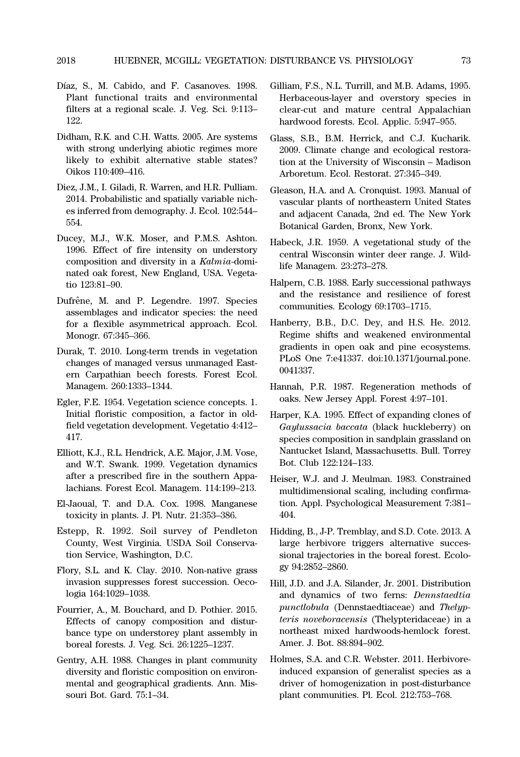Díaz, S., M. Cabido, and F. Casanoves. 1998. Plant functional traits and environmental filters at a regional scale. J. Veg. Sci. 9:113–122.

Didham, R.K. and C.H. Watts. 2005. Are systems with strong underlying abiotic regimes more likely to exhibit alternative stable states? Oikos 110:409–416.

Diez, J.M., I. Giladi, R. Warren, and H.R. Pulliam. 2014. Probabilistic and spatially variable niches inferred from demography. J. Ecol. 102:544–554.

Ducey, M.J., W.K. Moser, and P.M.S. Ashton. 1996. Effect of fire intensity on understory composition and diversity in a *Kalmia*-dominated oak forest, New England, USA. Vegetatio 123:81–90.

Dufrêne, M. and P. Legendre. 1997. Species assemblages and indicator species: the need for a flexible asymmetrical approach. Ecol. Monogr. 67:345–366.

Durak, T. 2010. Long-term trends in vegetation changes of managed versus unmanaged Eastern Carpathian beech forests. Forest Ecol. Managem. 260:1333–1344.

Egler, F.E. 1954. Vegetation science concepts. 1. Initial floristic composition, a factor in old-field vegetation development. Vegetatio 4:412–417.

Elliott, K.J., R.L. Hendrick, A.E. Major, J.M. Vose, and W.T. Swank. 1999. Vegetation dynamics after a prescribed fire in the southern Appalachians. Forest Ecol. Managem. 114:199–213.

El-Jaoual, T. and D.A. Cox. 1998. Manganese toxicity in plants. J. Pl. Nutr. 21:353–386.

Estepp, R. 1992. Soil survey of Pendleton County, West Virginia. USDA Soil Conservation Service, Washington, D.C.

Flory, S.L. and K. Clay. 2010. Non-native grass invasion suppresses forest succession. Oecologia 164:1029–1038.

Fourrier, A., M. Bouchard, and D. Pothier. 2015. Effects of canopy composition and disturbance type on understorey plant assembly in boreal forests. J. Veg. Sci. 26:1225–1237.

Gentry, A.H. 1988. Changes in plant community diversity and floristic composition on environmental and geographical gradients. Ann. Missouri Bot. Gard. 75:1–34.

Gilliam, F.S., N.L. Turrill, and M.B. Adams, 1995. Herbaceous-layer and overstory species in clear-cut and mature central Appalachian hardwood forests. Ecol. Applic. 5:947–955.

Glass, S.B., B.M. Herrick, and C.J. Kucharik. 2009. Climate change and ecological restoration at the University of Wisconsin – Madison Arboretum. Ecol. Restorat. 27:345–349.

Gleason, H.A. and A. Cronquist. 1993. Manual of vascular plants of northeastern United States and adjacent Canada, 2nd ed. The New York Botanical Garden, Bronx, New York.

Habeck, J.R. 1959. A vegetational study of the central Wisconsin winter deer range. J. Wildlife Managem. 23:273–278.

Halpern, C.B. 1988. Early successional pathways and the resistance and resilience of forest communities. Ecology 69:1703–1715.

Hanberry, B.B., D.C. Dey, and H.S. He. 2012. Regime shifts and weakened environmental gradients in open oak and pine ecosystems. PLoS One 7:e41337. doi:10.1371/journal.pone.0041337.

Hannah, P.R. 1987. Regeneration methods of oaks. New Jersey Appl. Forest 4:97–101.

Harper, K.A. 1995. Effect of expanding clones of *Gaylussacia baccata* (black huckleberry) on species composition in sandplain grassland on Nantucket Island, Massachusetts. Bull. Torrey Bot. Club 122:124–133.

Heiser, W.J. and J. Meulman. 1983. Constrained multidimensional scaling, including confirmation. Appl. Psychological Measurement 7:381–404.

Hidding, B., J-P. Tremblay, and S.D. Cote. 2013. A large herbivore triggers alternative successional trajectories in the boreal forest. Ecology 94:2852–2860.

Hill, J.D. and J.A. Silander, Jr. 2001. Distribution and dynamics of two ferns: *Dennstaedtia punctlobula* (Dennstaedtiaceae) and *Thelypteris noveboracensis* (Thelypteridaceae) in a northeast mixed hardwoods-hemlock forest. Amer. J. Bot. 88:894–902.

Holmes, S.A. and C.R. Webster. 2011. Herbivore-induced expansion of generalist species as a driver of homogenization in post-disturbance plant communities. Pl. Ecol. 212:753–768.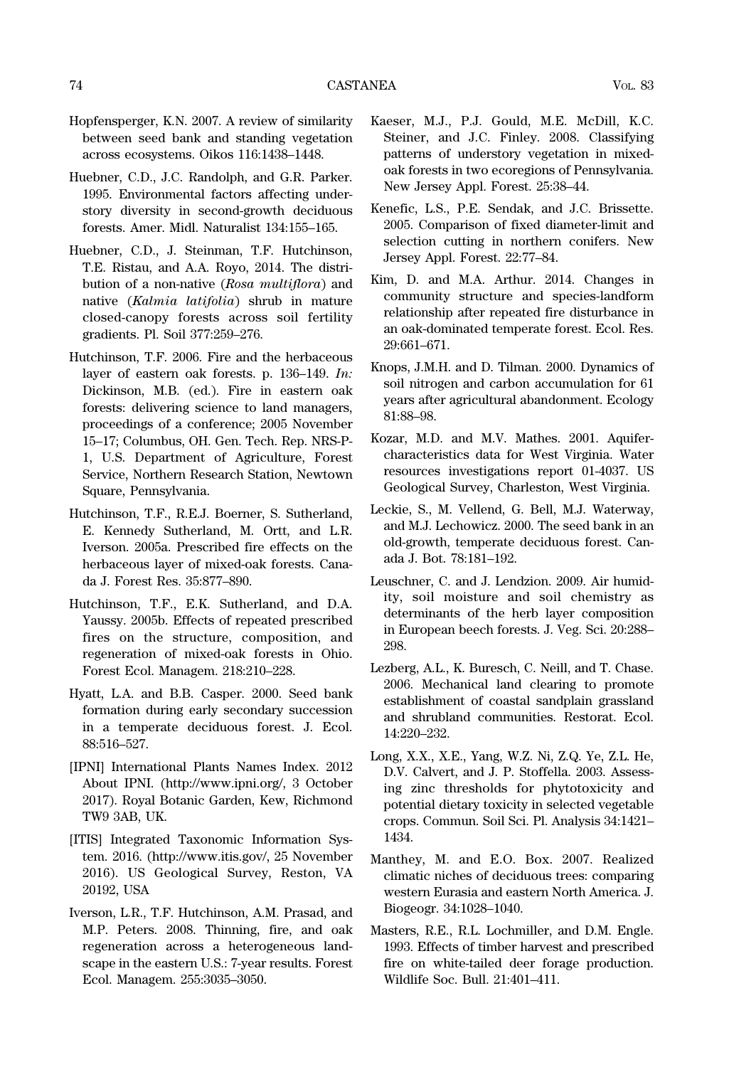Hopfensperger, K.N. 2007. A review of similarity between seed bank and standing vegetation across ecosystems. Oikos 116:1438–1448.

Huebner, C.D., J.C. Randolph, and G.R. Parker. 1995. Environmental factors affecting understory diversity in second-growth deciduous forests. Amer. Midl. Naturalist 134:155–165.

Huebner, C.D., J. Steinman, T.F. Hutchinson, T.E. Ristau, and A.A. Royo, 2014. The distribution of a non-native (*Rosa multiflora*) and native (*Kalmia latifolia*) shrub in mature closed-canopy forests across soil fertility gradients. Pl. Soil 377:259–276.

Hutchinson, T.F. 2006. Fire and the herbaceous layer of eastern oak forests. p. 136–149. *In:* Dickinson, M.B. (ed.). Fire in eastern oak forests: delivering science to land managers, proceedings of a conference; 2005 November 15–17; Columbus, OH. Gen. Tech. Rep. NRS-P-1, U.S. Department of Agriculture, Forest Service, Northern Research Station, Newtown Square, Pennsylvania.

Hutchinson, T.F., R.E.J. Boerner, S. Sutherland, E. Kennedy Sutherland, M. Ortt, and L.R. Iverson. 2005a. Prescribed fire effects on the herbaceous layer of mixed-oak forests. Canada J. Forest Res. 35:877–890.

Hutchinson, T.F., E.K. Sutherland, and D.A. Yaussy. 2005b. Effects of repeated prescribed fires on the structure, composition, and regeneration of mixed-oak forests in Ohio. Forest Ecol. Managem. 218:210–228.

Hyatt, L.A. and B.B. Casper. 2000. Seed bank formation during early secondary succession in a temperate deciduous forest. J. Ecol. 88:516–527.

[IPNI] International Plants Names Index. 2012 About IPNI. (http://www.ipni.org/, 3 October 2017). Royal Botanic Garden, Kew, Richmond TW9 3AB, UK.

[ITIS] Integrated Taxonomic Information System. 2016. (http://www.itis.gov/, 25 November 2016). US Geological Survey, Reston, VA 20192, USA

Iverson, L.R., T.F. Hutchinson, A.M. Prasad, and M.P. Peters. 2008. Thinning, fire, and oak regeneration across a heterogeneous landscape in the eastern U.S.: 7-year results. Forest Ecol. Managem. 255:3035–3050.

Kaeser, M.J., P.J. Gould, M.E. McDill, K.C. Steiner, and J.C. Finley. 2008. Classifying patterns of understory vegetation in mixed-oak forests in two ecoregions of Pennsylvania. New Jersey Appl. Forest. 25:38–44.

Kenefic, L.S., P.E. Sendak, and J.C. Brissette. 2005. Comparison of fixed diameter-limit and selection cutting in northern conifers. New Jersey Appl. Forest. 22:77–84.

Kim, D. and M.A. Arthur. 2014. Changes in community structure and species-landform relationship after repeated fire disturbance in an oak-dominated temperate forest. Ecol. Res. 29:661–671.

Knops, J.M.H. and D. Tilman. 2000. Dynamics of soil nitrogen and carbon accumulation for 61 years after agricultural abandonment. Ecology 81:88–98.

Kozar, M.D. and M.V. Mathes. 2001. Aquifer-characteristics data for West Virginia. Water resources investigations report 01-4037. US Geological Survey, Charleston, West Virginia.

Leckie, S., M. Vellend, G. Bell, M.J. Waterway, and M.J. Lechowicz. 2000. The seed bank in an old-growth, temperate deciduous forest. Canada J. Bot. 78:181–192.

Leuschner, C. and J. Lendzion. 2009. Air humidity, soil moisture and soil chemistry as determinants of the herb layer composition in European beech forests. J. Veg. Sci. 20:288–298.

Lezberg, A.L., K. Buresch, C. Neill, and T. Chase. 2006. Mechanical land clearing to promote establishment of coastal sandplain grassland and shrubland communities. Restorat. Ecol. 14:220–232.

Long, X.X., X.E., Yang, W.Z. Ni, Z.Q. Ye, Z.L. He, D.V. Calvert, and J. P. Stoffella. 2003. Assessing zinc thresholds for phytotoxicity and potential dietary toxicity in selected vegetable crops. Commun. Soil Sci. Pl. Analysis 34:1421–1434.

Manthey, M. and E.O. Box. 2007. Realized climatic niches of deciduous trees: comparing western Eurasia and eastern North America. J. Biogeogr. 34:1028–1040.

Masters, R.E., R.L. Lochmiller, and D.M. Engle. 1993. Effects of timber harvest and prescribed fire on white-tailed deer forage production. Wildlife Soc. Bull. 21:401–411.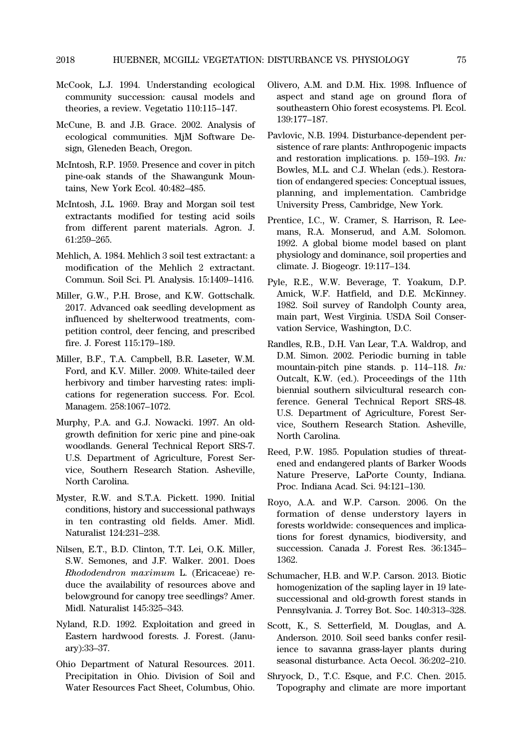McCook, L.J. 1994. Understanding ecological community succession: causal models and theories, a review. Vegetatio 110:115–147.

McCune, B. and J.B. Grace. 2002. Analysis of ecological communities. MjM Software Design, Gleneden Beach, Oregon.

McIntosh, R.P. 1959. Presence and cover in pitch pine-oak stands of the Shawangunk Mountains, New York Ecol. 40:482–485.

McIntosh, J.L. 1969. Bray and Morgan soil test extractants modified for testing acid soils from different parent materials. Agron. J. 61:259–265.

Mehlich, A. 1984. Mehlich 3 soil test extractant: a modification of the Mehlich 2 extractant. Commun. Soil Sci. Pl. Analysis. 15:1409–1416.

Miller, G.W., P.H. Brose, and K.W. Gottschalk. 2017. Advanced oak seedling development as influenced by shelterwood treatments, competition control, deer fencing, and prescribed fire. J. Forest 115:179–189.

Miller, B.F., T.A. Campbell, B.R. Laseter, W.M. Ford, and K.V. Miller. 2009. White-tailed deer herbivory and timber harvesting rates: implications for regeneration success. For. Ecol. Managem. 258:1067–1072.

Murphy, P.A. and G.J. Nowacki. 1997. An old-growth definition for xeric pine and pine-oak woodlands. General Technical Report SRS-7. U.S. Department of Agriculture, Forest Service, Southern Research Station. Asheville, North Carolina.

Myster, R.W. and S.T.A. Pickett. 1990. Initial conditions, history and successional pathways in ten contrasting old fields. Amer. Midl. Naturalist 124:231–238.

Nilsen, E.T., B.D. Clinton, T.T. Lei, O.K. Miller, S.W. Semones, and J.F. Walker. 2001. Does *Rhododendron maximum* L. (Ericaceae) reduce the availability of resources above and belowground for canopy tree seedlings? Amer. Midl. Naturalist 145:325–343.

Nyland, R.D. 1992. Exploitation and greed in Eastern hardwood forests. J. Forest. (January):33–37.

Ohio Department of Natural Resources. 2011. Precipitation in Ohio. Division of Soil and Water Resources Fact Sheet, Columbus, Ohio.

Olivero, A.M. and D.M. Hix. 1998. Influence of aspect and stand age on ground flora of southeastern Ohio forest ecosystems. Pl. Ecol. 139:177–187.

Pavlovic, N.B. 1994. Disturbance-dependent persistence of rare plants: Anthropogenic impacts and restoration implications. p. 159–193. *In:* Bowles, M.L. and C.J. Whelan (eds.). Restoration of endangered species: Conceptual issues, planning, and implementation. Cambridge University Press, Cambridge, New York.

Prentice, I.C., W. Cramer, S. Harrison, R. Leemans, R.A. Monserud, and A.M. Solomon. 1992. A global biome model based on plant physiology and dominance, soil properties and climate. J. Biogeogr. 19:117–134.

Pyle, R.E., W.W. Beverage, T. Yoakum, D.P. Amick, W.F. Hatfield, and D.E. McKinney. 1982. Soil survey of Randolph County area, main part, West Virginia. USDA Soil Conservation Service, Washington, D.C.

Randles, R.B., D.H. Van Lear, T.A. Waldrop, and D.M. Simon. 2002. Periodic burning in table mountain-pitch pine stands. p. 114–118. *In:* Outcalt, K.W. (ed.). Proceedings of the 11th biennial southern silvicultural research conference. General Technical Report SRS-48. U.S. Department of Agriculture, Forest Service, Southern Research Station. Asheville, North Carolina.

Reed, P.W. 1985. Population studies of threatened and endangered plants of Barker Woods Nature Preserve, LaPorte County, Indiana. Proc. Indiana Acad. Sci. 94:121–130.

Royo, A.A. and W.P. Carson. 2006. On the formation of dense understory layers in forests worldwide: consequences and implications for forest dynamics, biodiversity, and succession. Canada J. Forest Res. 36:1345–1362.

Schumacher, H.B. and W.P. Carson. 2013. Biotic homogenization of the sapling layer in 19 late-successional and old-growth forest stands in Pennsylvania. J. Torrey Bot. Soc. 140:313–328.

Scott, K., S. Setterfield, M. Douglas, and A. Anderson. 2010. Soil seed banks confer resilience to savanna grass-layer plants during seasonal disturbance. Acta Oecol. 36:202–210.

Shryock, D., T.C. Esque, and F.C. Chen. 2015. Topography and climate are more important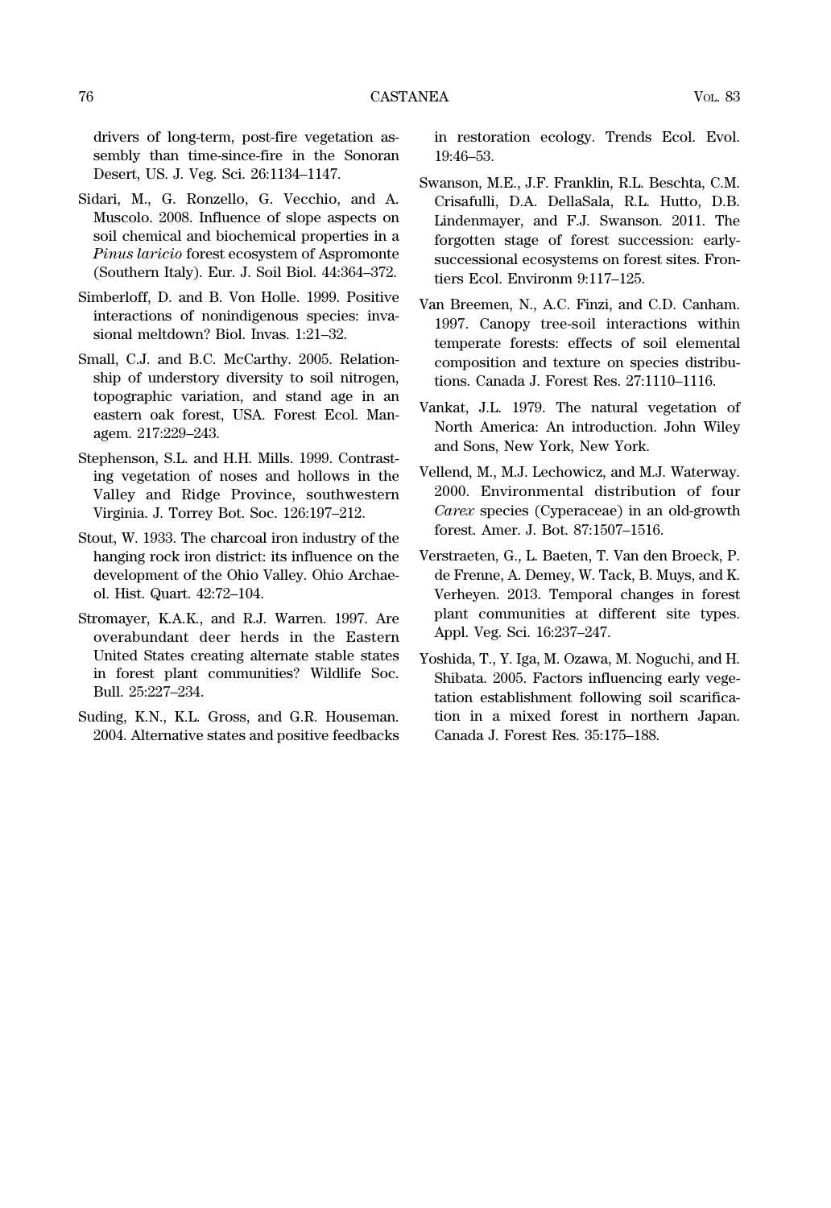drivers of long-term, post-fire vegetation assembly than time-since-fire in the Sonoran Desert, US. J. Veg. Sci. 26:1134–1147.

Sidari, M., G. Ronzello, G. Vecchio, and A. Muscolo. 2008. Influence of slope aspects on soil chemical and biochemical properties in a *Pinus laricio* forest ecosystem of Aspromonte (Southern Italy). Eur. J. Soil Biol. 44:364–372.

Simberloff, D. and B. Von Holle. 1999. Positive interactions of nonindigenous species: invasional meltdown? Biol. Invas. 1:21–32.

Small, C.J. and B.C. McCarthy. 2005. Relationship of understory diversity to soil nitrogen, topographic variation, and stand age in an eastern oak forest, USA. Forest Ecol. Managem. 217:229–243.

Stephenson, S.L. and H.H. Mills. 1999. Contrasting vegetation of noses and hollows in the Valley and Ridge Province, southwestern Virginia. J. Torrey Bot. Soc. 126:197–212.

Stout, W. 1933. The charcoal iron industry of the hanging rock iron district: its influence on the development of the Ohio Valley. Ohio Archaeol. Hist. Quart. 42:72–104.

Stromayer, K.A.K., and R.J. Warren. 1997. Are overabundant deer herds in the Eastern United States creating alternate stable states in forest plant communities? Wildlife Soc. Bull. 25:227–234.

Suding, K.N., K.L. Gross, and G.R. Houseman. 2004. Alternative states and positive feedbacks in restoration ecology. Trends Ecol. Evol. 19:46–53.

Swanson, M.E., J.F. Franklin, R.L. Beschta, C.M. Crisafulli, D.A. DellaSala, R.L. Hutto, D.B. Lindenmayer, and F.J. Swanson. 2011. The forgotten stage of forest succession: early-successional ecosystems on forest sites. Frontiers Ecol. Environm 9:117–125.

Van Breemen, N., A.C. Finzi, and C.D. Canham. 1997. Canopy tree-soil interactions within temperate forests: effects of soil elemental composition and texture on species distributions. Canada J. Forest Res. 27:1110–1116.

Vankat, J.L. 1979. The natural vegetation of North America: An introduction. John Wiley and Sons, New York, New York.

Vellend, M., M.J. Lechowicz, and M.J. Waterway. 2000. Environmental distribution of four *Carex* species (Cyperaceae) in an old-growth forest. Amer. J. Bot. 87:1507–1516.

Verstraeten, G., L. Baeten, T. Van den Broeck, P. de Frenne, A. Demey, W. Tack, B. Muys, and K. Verheyen. 2013. Temporal changes in forest plant communities at different site types. Appl. Veg. Sci. 16:237–247.

Yoshida, T., Y. Iga, M. Ozawa, M. Noguchi, and H. Shibata. 2005. Factors influencing early vegetation establishment following soil scarification in a mixed forest in northern Japan. Canada J. Forest Res. 35:175–188.